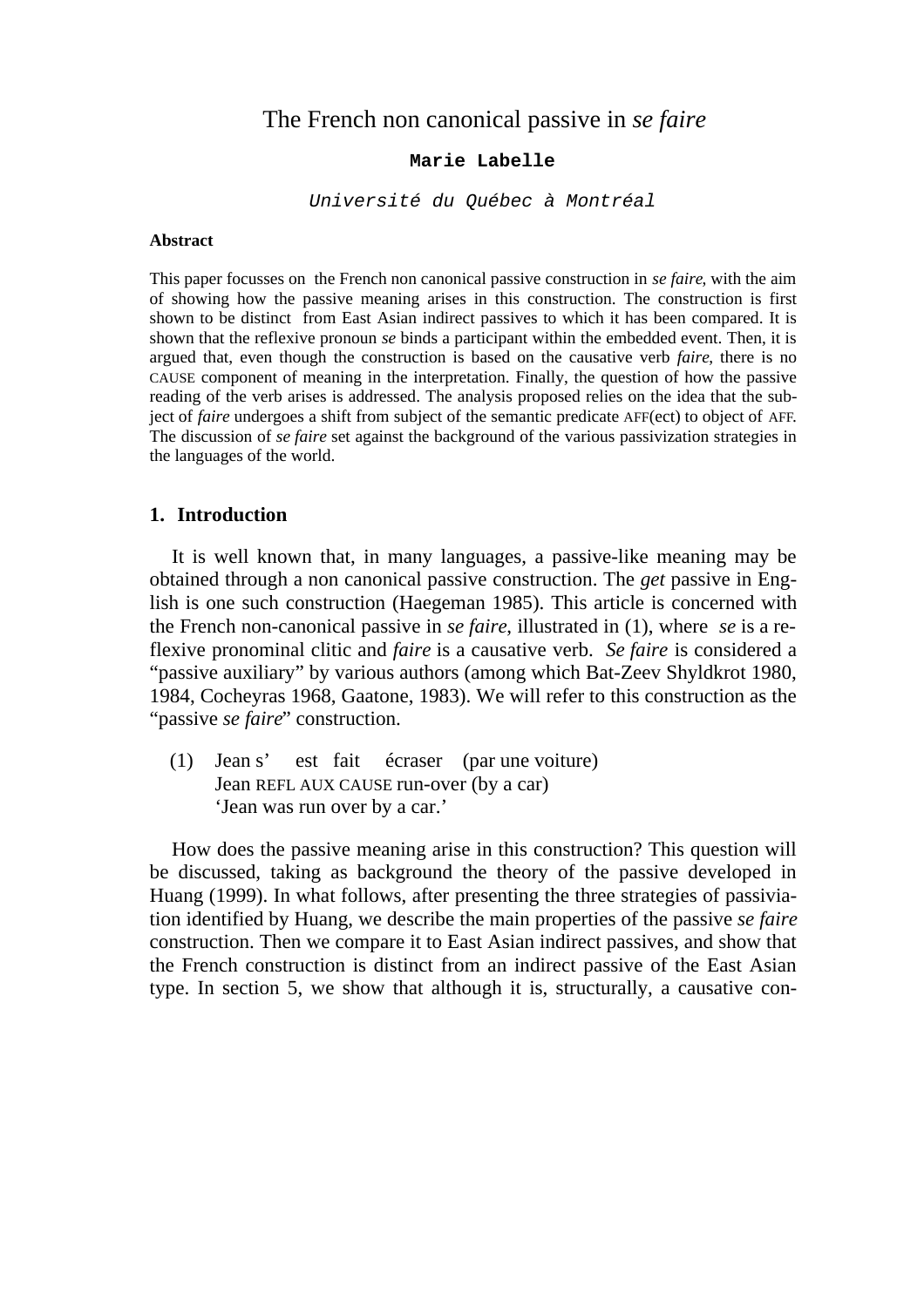# The French non canonical passive in *se faire*

**Marie Labelle**

*Université du Québec à Montréal*

**Abstract**

This paper focusses on the French non canonical passive construction in *se faire*, with the aim of showing how the passive meaning arises in this construction. The construction is first shown to be distinct from East Asian indirect passives to which it has been compared. It is shown that the reflexive pronoun *se* binds a participant within the embedded event. Then, it is argued that, even though the construction is based on the causative verb *faire*, there is no CAUSE component of meaning in the interpretation. Finally, the question of how the passive reading of the verb arises is addressed. The analysis proposed relies on the idea that the subject of *faire* undergoes a shift from subject of the semantic predicate AFF(ect) to object of AFF. The discussion of *se faire* set against the background of the various passivization strategies in the languages of the world.

## 1. Introduction

It is well known that, in many languages, a passive-like meaning may be obtained through a non canonical passive construction. The *get* passive in English is one such construction (Haegeman 1985). This article is concerned with the French non-canonical passive in *se faire*, illustrated in (1), where *se* is a reflexive pronominal clitic and *faire* is a causative verb. *Se faire* is considered a "passive auxiliary" by various authors (among which Bat-Zeev Shyldkrot 1980, 1984, Cocheyras 1968, Gaatone, 1983). We will refer to this construction as the "passive *se faire*" construction.

(1) Jean s' est fait écraser (par une voiture)
    Jean REFL AUX CAUSE run-over (by a car)
    'Jean was run over by a car.'

How does the passive meaning arise in this construction? This question will be discussed, taking as background the theory of the passive developed in Huang (1999). In what follows, after presenting the three strategies of passiviation identified by Huang, we describe the main properties of the passive *se faire* construction. Then we compare it to East Asian indirect passives, and show that the French construction is distinct from an indirect passive of the East Asian type. In section 5, we show that although it is, structurally, a causative con-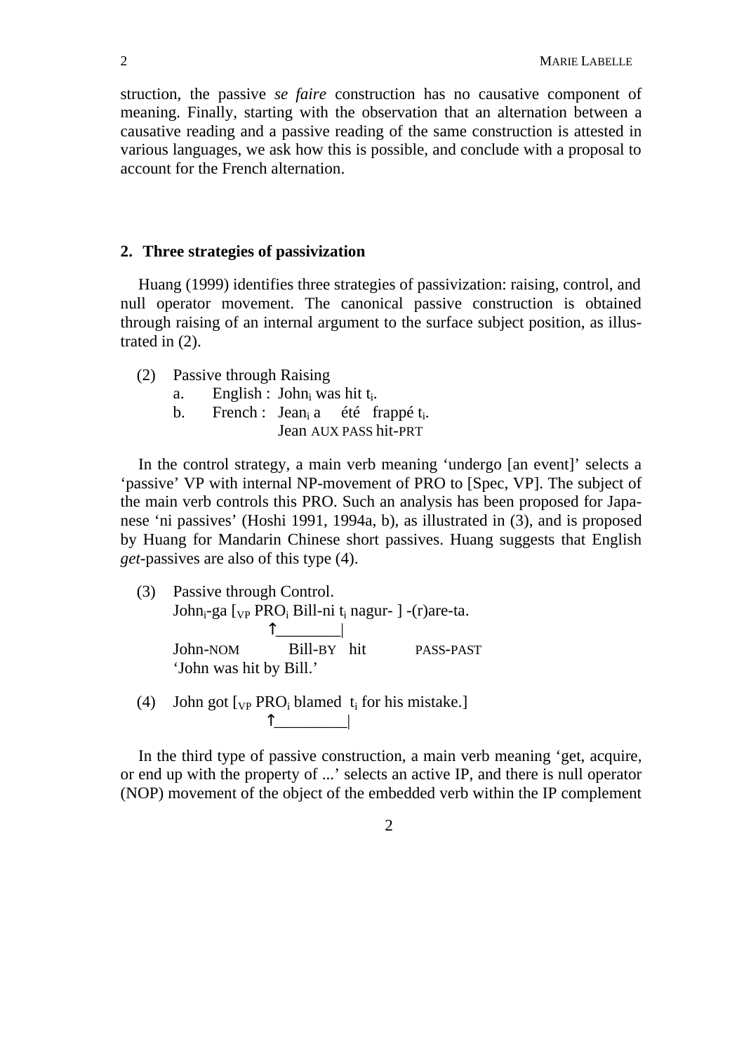struction, the passive *se faire* construction has no causative component of meaning. Finally, starting with the observation that an alternation between a causative reading and a passive reading of the same construction is attested in various languages, we ask how this is possible, and conclude with a proposal to account for the French alternation.

## 2. Three strategies of passivization

Huang (1999) identifies three strategies of passivization: raising, control, and null operator movement. The canonical passive construction is obtained through raising of an internal argument to the surface subject position, as illustrated in (2).

(2) Passive through Raising
  a. English : John$_i$ was hit t$_i$.
  b. French : Jean$_i$ a été frappé t$_i$.
     Jean AUX PASS hit-PRT

In the control strategy, a main verb meaning 'undergo [an event]' selects a 'passive' VP with internal NP-movement of PRO to [Spec, VP]. The subject of the main verb controls this PRO. Such an analysis has been proposed for Japanese 'ni passives' (Hoshi 1991, 1994a, b), as illustrated in (3), and is proposed by Huang for Mandarin Chinese short passives. Huang suggests that English *get*-passives are also of this type (4).

(3) Passive through Control.
  John$_i$-ga [$_{VP}$ PRO$_i$ Bill-ni t$_i$ nagur- ] -(r)are-ta.
  John-NOM Bill-BY hit PASS-PAST
  'John was hit by Bill.'

(4) John got [$_{VP}$ PRO$_i$ blamed t$_i$ for his mistake.]

In the third type of passive construction, a main verb meaning 'get, acquire, or end up with the property of ...' selects an active IP, and there is null operator (NOP) movement of the object of the embedded verb within the IP complement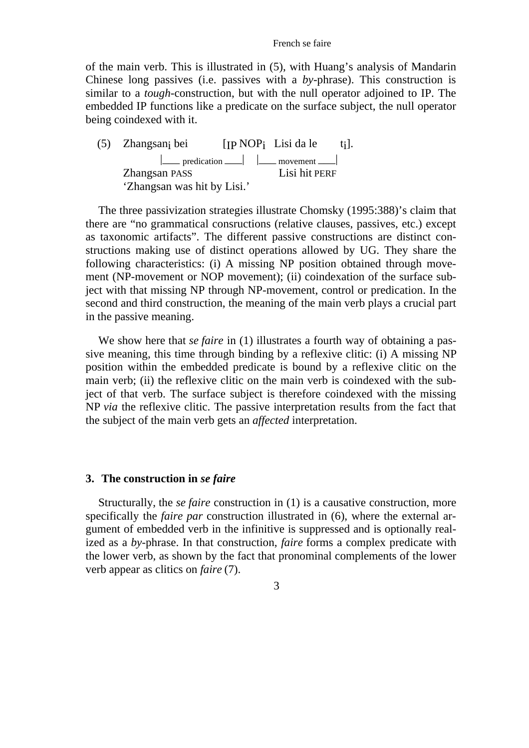of the main verb. This is illustrated in (5), with Huang's analysis of Mandarin Chinese long passives (i.e. passives with a *by*-phrase). This construction is similar to a *tough*-construction, but with the null operator adjoined to IP. The embedded IP functions like a predicate on the surface subject, the null operator being coindexed with it.

(5) Zhangsan$_i$ bei [$_{IP}$ NOP$_i$ Lisi da le $t_i$].
   |___ predication ___| |___ movement ___|
   Zhangsan PASS Lisi hit PERF
   'Zhangsan was hit by Lisi.'

The three passivization strategies illustrate Chomsky (1995:388)'s claim that there are "no grammatical consructions (relative clauses, passives, etc.) except as taxonomic artifacts". The different passive constructions are distinct constructions making use of distinct operations allowed by UG. They share the following characteristics: (i) A missing NP position obtained through movement (NP-movement or NOP movement); (ii) coindexation of the surface subject with that missing NP through NP-movement, control or predication. In the second and third construction, the meaning of the main verb plays a crucial part in the passive meaning.

We show here that *se faire* in (1) illustrates a fourth way of obtaining a passive meaning, this time through binding by a reflexive clitic: (i) A missing NP position within the embedded predicate is bound by a reflexive clitic on the main verb; (ii) the reflexive clitic on the main verb is coindexed with the subject of that verb. The surface subject is therefore coindexed with the missing NP *via* the reflexive clitic. The passive interpretation results from the fact that the subject of the main verb gets an *affected* interpretation.

## 3. The construction in *se faire*

Structurally, the *se faire* construction in (1) is a causative construction, more specifically the *faire par* construction illustrated in (6), where the external argument of embedded verb in the infinitive is suppressed and is optionally realized as a *by*-phrase. In that construction, *faire* forms a complex predicate with the lower verb, as shown by the fact that pronominal complements of the lower verb appear as clitics on *faire* (7).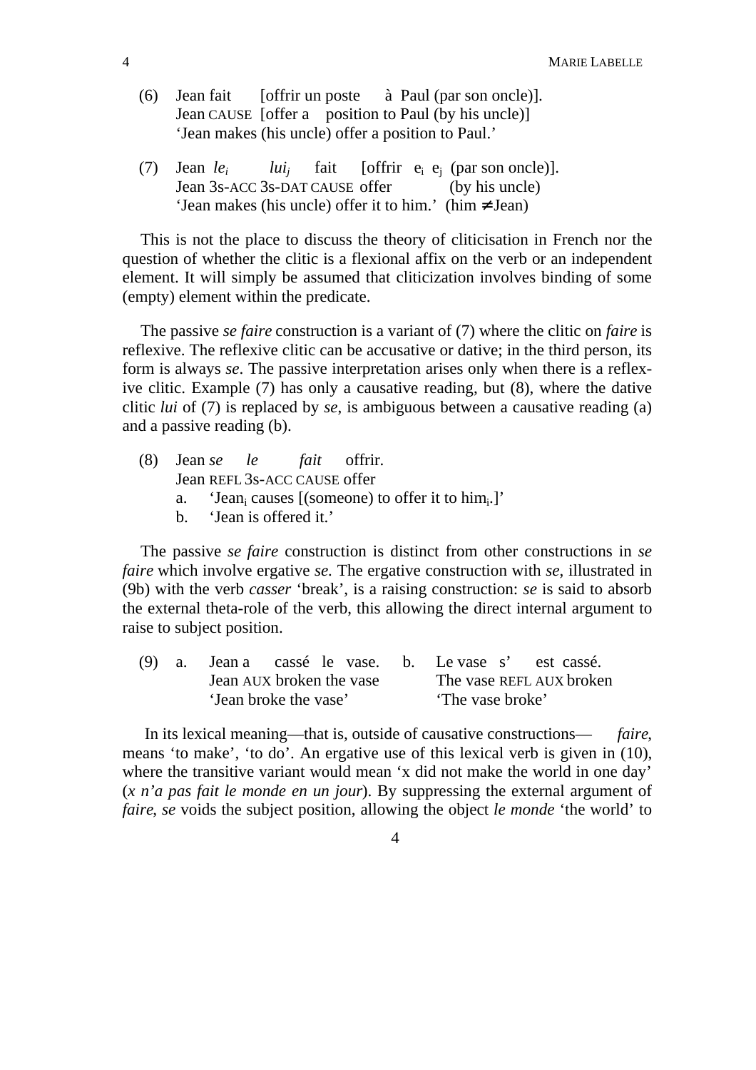(6) Jean fait [offrir un poste à Paul (par son oncle)].
Jean CAUSE [offer a position to Paul (by his uncle)]
'Jean makes (his uncle) offer a position to Paul.'

(7) Jean *le*$_i$ *lui*$_j$ fait [offrir $e_i$ $e_j$ (par son oncle)].
Jean 3s-ACC 3s-DAT CAUSE offer (by his uncle)
'Jean makes (his uncle) offer it to him.' (him ≠ Jean)

This is not the place to discuss the theory of cliticisation in French nor the question of whether the clitic is a flexional affix on the verb or an independent element. It will simply be assumed that cliticization involves binding of some (empty) element within the predicate.

The passive *se faire* construction is a variant of (7) where the clitic on *faire* is reflexive. The reflexive clitic can be accusative or dative; in the third person, its form is always *se*. The passive interpretation arises only when there is a reflexive clitic. Example (7) has only a causative reading, but (8), where the dative clitic *lui* of (7) is replaced by *se*, is ambiguous between a causative reading (a) and a passive reading (b).

(8) Jean *se* *le* *fait* offrir.
Jean REFL 3s-ACC CAUSE offer
a. 'Jean$_i$ causes [(someone) to offer it to him$_i$.]'
b. 'Jean is offered it.'

The passive *se faire* construction is distinct from other constructions in *se faire* which involve ergative *se*. The ergative construction with *se*, illustrated in (9b) with the verb *casser* 'break', is a raising construction: *se* is said to absorb the external theta-role of the verb, this allowing the direct internal argument to raise to subject position.

(9) a. Jean a cassé le vase.
Jean AUX broken the vase
'Jean broke the vase'

b. Le vase s' est cassé.
The vase REFL AUX broken
'The vase broke'

In its lexical meaning—that is, outside of causative constructions— *faire*, means 'to make', 'to do'. An ergative use of this lexical verb is given in (10), where the transitive variant would mean 'x did not make the world in one day' (*x n'a pas fait le monde en un jour*). By suppressing the external argument of *faire*, *se* voids the subject position, allowing the object *le monde* 'the world' to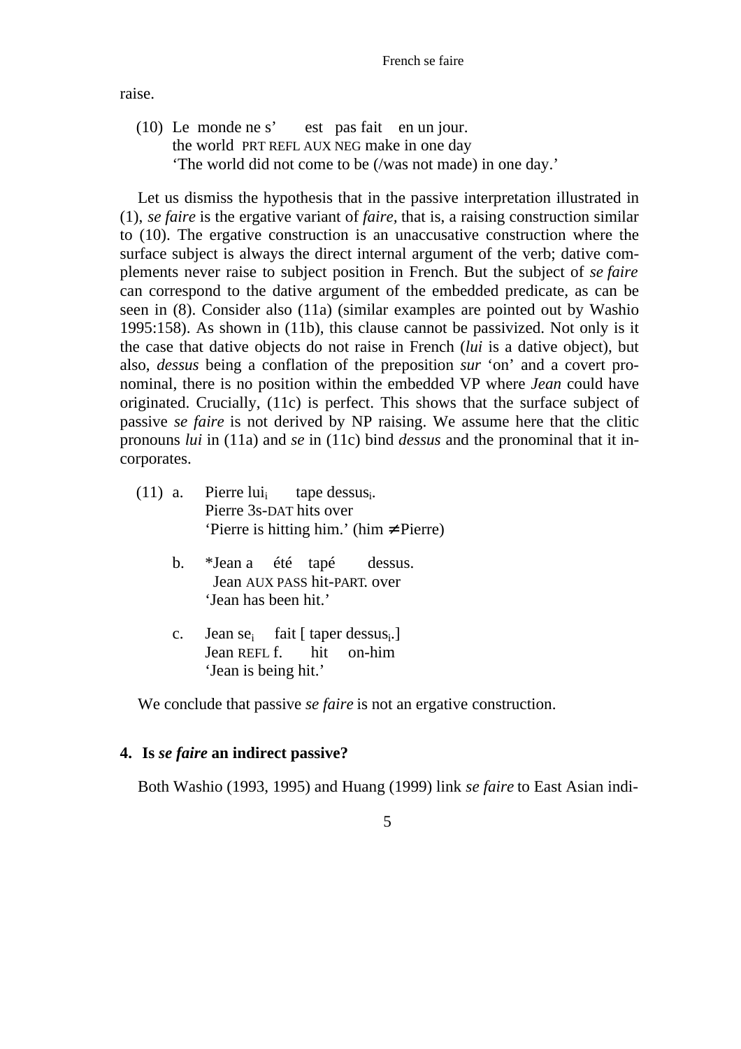raise.

(10) Le monde ne s' est pas fait en un jour.
 the world PRT REFL AUX NEG make in one day
 'The world did not come to be (/was not made) in one day.'

Let us dismiss the hypothesis that in the passive interpretation illustrated in (1), *se faire* is the ergative variant of *faire*, that is, a raising construction similar to (10). The ergative construction is an unaccusative construction where the surface subject is always the direct internal argument of the verb; dative complements never raise to subject position in French. But the subject of *se faire* can correspond to the dative argument of the embedded predicate, as can be seen in (8). Consider also (11a) (similar examples are pointed out by Washio 1995:158). As shown in (11b), this clause cannot be passivized. Not only is it the case that dative objects do not raise in French (*lui* is a dative object), but also, *dessus* being a conflation of the preposition *sur* 'on' and a covert pronominal, there is no position within the embedded VP where *Jean* could have originated. Crucially, (11c) is perfect. This shows that the surface subject of passive *se faire* is not derived by NP raising. We assume here that the clitic pronouns *lui* in (11a) and *se* in (11c) bind *dessus* and the pronominal that it incorporates.

(11) a. Pierre $lui_i$ tape $dessus_i$.
 Pierre 3s-DAT hits over
 'Pierre is hitting him.' (him ≠ Pierre)

 b. *Jean a été tapé dessus.
 Jean AUX PASS hit-PART. over
 'Jean has been hit.'

 c. Jean $se_i$ fait [ taper $dessus_i$.]
 Jean REFL f. hit on-him
 'Jean is being hit.'

We conclude that passive *se faire* is not an ergative construction.

## 4. Is *se faire* an indirect passive?

Both Washio (1993, 1995) and Huang (1999) link *se faire* to East Asian indi-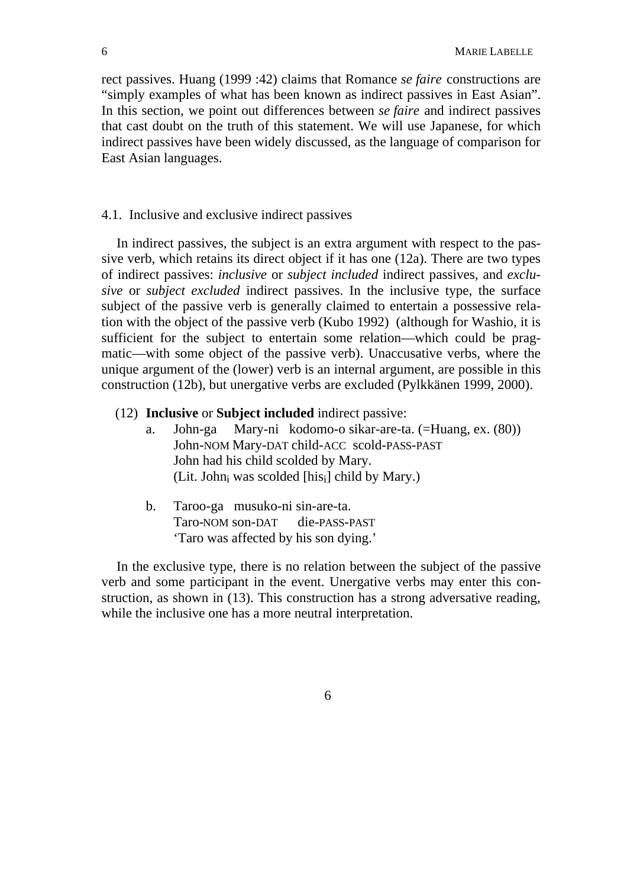rect passives. Huang (1999 :42) claims that Romance *se faire* constructions are "simply examples of what has been known as indirect passives in East Asian". In this section, we point out differences between *se faire* and indirect passives that cast doubt on the truth of this statement. We will use Japanese, for which indirect passives have been widely discussed, as the language of comparison for East Asian languages.

### 4.1. Inclusive and exclusive indirect passives

In indirect passives, the subject is an extra argument with respect to the passive verb, which retains its direct object if it has one (12a). There are two types of indirect passives: *inclusive* or *subject included* indirect passives, and *exclusive* or *subject excluded* indirect passives. In the inclusive type, the surface subject of the passive verb is generally claimed to entertain a possessive relation with the object of the passive verb (Kubo 1992) (although for Washio, it is sufficient for the subject to entertain some relation—which could be pragmatic—with some object of the passive verb). Unaccusative verbs, where the unique argument of the (lower) verb is an internal argument, are possible in this construction (12b), but unergative verbs are excluded (Pylkkänen 1999, 2000).

(12) **Inclusive** or **Subject included** indirect passive:

a. John-ga Mary-ni kodomo-o sikar-are-ta. (=Huang, ex. (80))
 John-NOM Mary-DAT child-ACC scold-PASS-PAST
 John had his child scolded by Mary.
 (Lit. John$_i$ was scolded [his$_i$] child by Mary.)

b. Taroo-ga musuko-ni sin-are-ta.
 Taro-NOM son-DAT die-PASS-PAST
 'Taro was affected by his son dying.'

In the exclusive type, there is no relation between the subject of the passive verb and some participant in the event. Unergative verbs may enter this construction, as shown in (13). This construction has a strong adversative reading, while the inclusive one has a more neutral interpretation.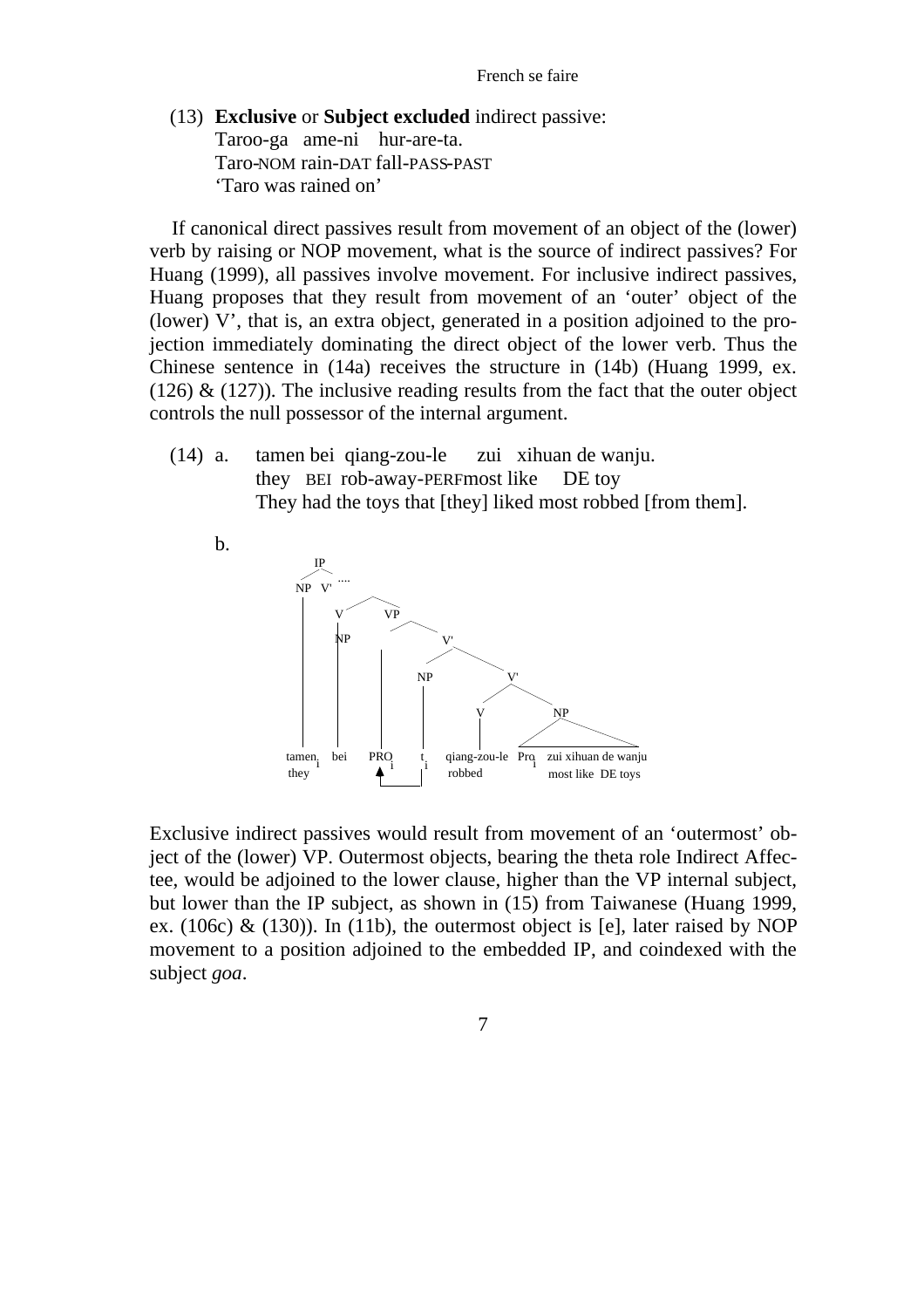(13) **Exclusive** or **Subject excluded** indirect passive:
Taroo-ga ame-ni hur-are-ta.
Taro-NOM rain-DAT fall-PASS-PAST
'Taro was rained on'

If canonical direct passives result from movement of an object of the (lower) verb by raising or NOP movement, what is the source of indirect passives? For Huang (1999), all passives involve movement. For inclusive indirect passives, Huang proposes that they result from movement of an 'outer' object of the (lower) V', that is, an extra object, generated in a position adjoined to the projection immediately dominating the direct object of the lower verb. Thus the Chinese sentence in (14a) receives the structure in (14b) (Huang 1999, ex. (126) & (127)). The inclusive reading results from the fact that the outer object controls the null possessor of the internal argument.

(14) a. tamen bei qiang-zou-le zui xihuan de wanju.
they BEI rob-away-PERF most like DE toy
They had the toys that [they] liked most robbed [from them].

b.

```
IP
├── NP
│   └── tamen_i (they)
└── V'  ....
    ├── V
    │   └── bei
    └── VP
        ├── NP
        │   └── PRO_i  ←──┐
        └── V'            │
            ├── NP        │
            │   └── t_i ──┘
            └── V'
                ├── V
                │   └── qiang-zou-le (robbed)
                └── NP
                    └── Pro_i zui xihuan de wanju (most like DE toys)
```

Exclusive indirect passives would result from movement of an 'outermost' object of the (lower) VP. Outermost objects, bearing the theta role Indirect Affectee, would be adjoined to the lower clause, higher than the VP internal subject, but lower than the IP subject, as shown in (15) from Taiwanese (Huang 1999, ex. (106c) & (130)). In (11b), the outermost object is [e], later raised by NOP movement to a position adjoined to the embedded IP, and coindexed with the subject *goa*.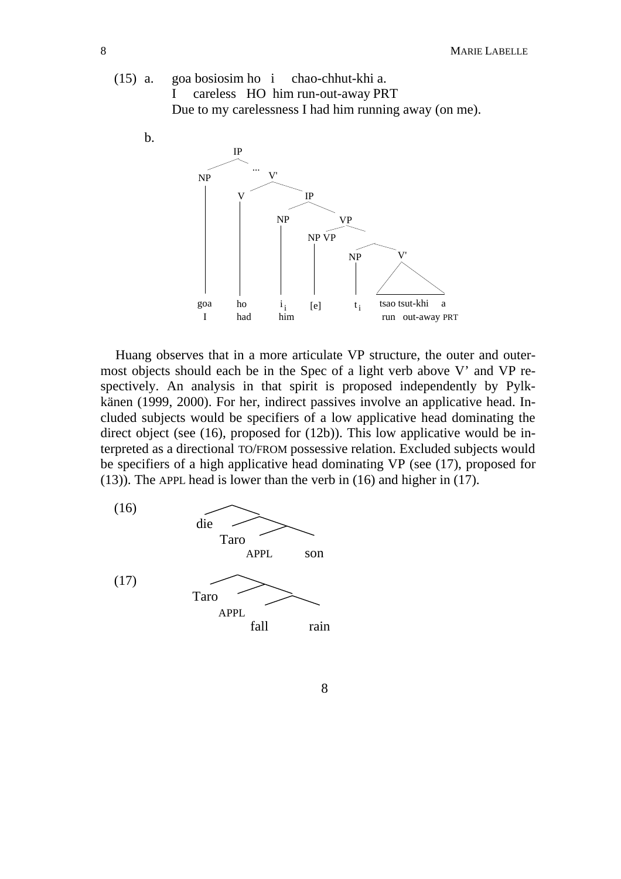(15) a. goa bosiosim ho i chao-chhut-khi a.
I careless HO him run-out-away PRT
Due to my carelessness I had him running away (on me).

b.

```
IP
├── NP
│   goa
│   I
└── ...
    V'
    ├── V
    │   ho
    │   had
    └── IP
        ├── NP
        │   i_i
        │   him
        └── VP
            ├── NP VP
            │   [e]
            └──
                ├── NP
                │   t_i
                └── V'
                    tsao tsut-khi a
                    run out-away PRT
```

Huang observes that in a more articulate VP structure, the outer and outermost objects should each be in the Spec of a light verb above V' and VP respectively. An analysis in that spirit is proposed independently by Pylkkänen (1999, 2000). For her, indirect passives involve an applicative head. Included subjects would be specifiers of a low applicative head dominating the direct object (see (16), proposed for (12b)). This low applicative would be interpreted as a directional TO/FROM possessive relation. Excluded subjects would be specifiers of a high applicative head dominating VP (see (17), proposed for (13)). The APPL head is lower than the verb in (16) and higher in (17).

(16)

```
[ die [ Taro [ APPL son ] ] ]
```

(17)

```
[ Taro [ APPL [ fall rain ] ] ]
```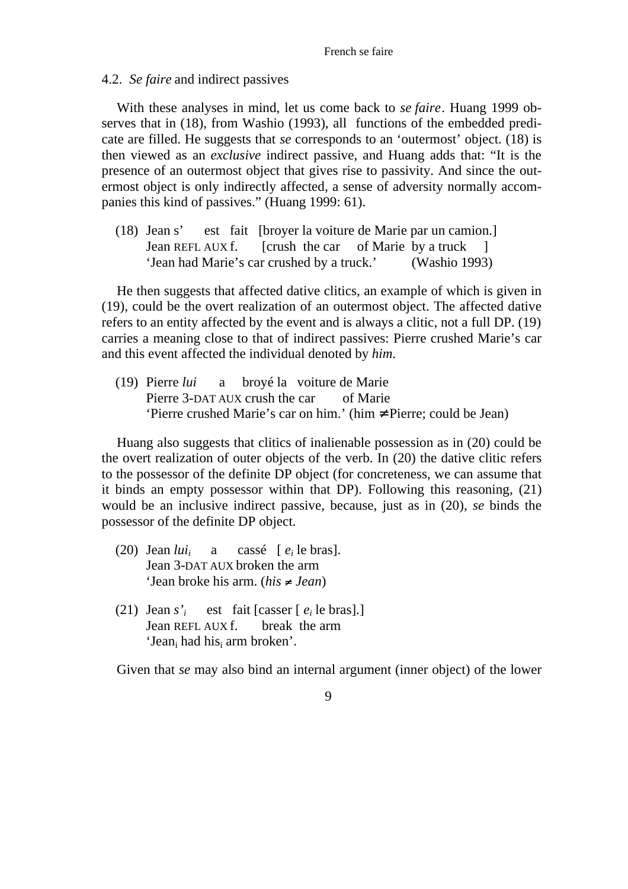### 4.2. *Se faire* and indirect passives

With these analyses in mind, let us come back to *se faire*. Huang 1999 observes that in (18), from Washio (1993), all functions of the embedded predicate are filled. He suggests that *se* corresponds to an 'outermost' object. (18) is then viewed as an *exclusive* indirect passive, and Huang adds that: "It is the presence of an outermost object that gives rise to passivity. And since the outermost object is only indirectly affected, a sense of adversity normally accompanies this kind of passives." (Huang 1999: 61).

(18) Jean s' est fait [broyer la voiture de Marie par un camion.]
Jean REFL AUX f. [crush the car of Marie by a truck ]
'Jean had Marie's car crushed by a truck.' (Washio 1993)

He then suggests that affected dative clitics, an example of which is given in (19), could be the overt realization of an outermost object. The affected dative refers to an entity affected by the event and is always a clitic, not a full DP. (19) carries a meaning close to that of indirect passives: Pierre crushed Marie's car and this event affected the individual denoted by *him*.

(19) Pierre *lui* a broyé la voiture de Marie
Pierre 3-DAT AUX crush the car of Marie
'Pierre crushed Marie's car on him.' (him ≠ Pierre; could be Jean)

Huang also suggests that clitics of inalienable possession as in (20) could be the overt realization of outer objects of the verb. In (20) the dative clitic refers to the possessor of the definite DP object (for concreteness, we can assume that it binds an empty possessor within that DP). Following this reasoning, (21) would be an inclusive indirect passive, because, just as in (20), *se* binds the possessor of the definite DP object.

(20) Jean *lui*$_i$ a cassé [ *e*$_i$ le bras].
Jean 3-DAT AUX broken the arm
'Jean broke his arm. (*his ≠ Jean*)

(21) Jean *s'*$_i$ est fait [casser [ *e*$_i$ le bras].]
Jean REFL AUX f. break the arm
'Jean$_i$ had his$_i$ arm broken'.

Given that *se* may also bind an internal argument (inner object) of the lower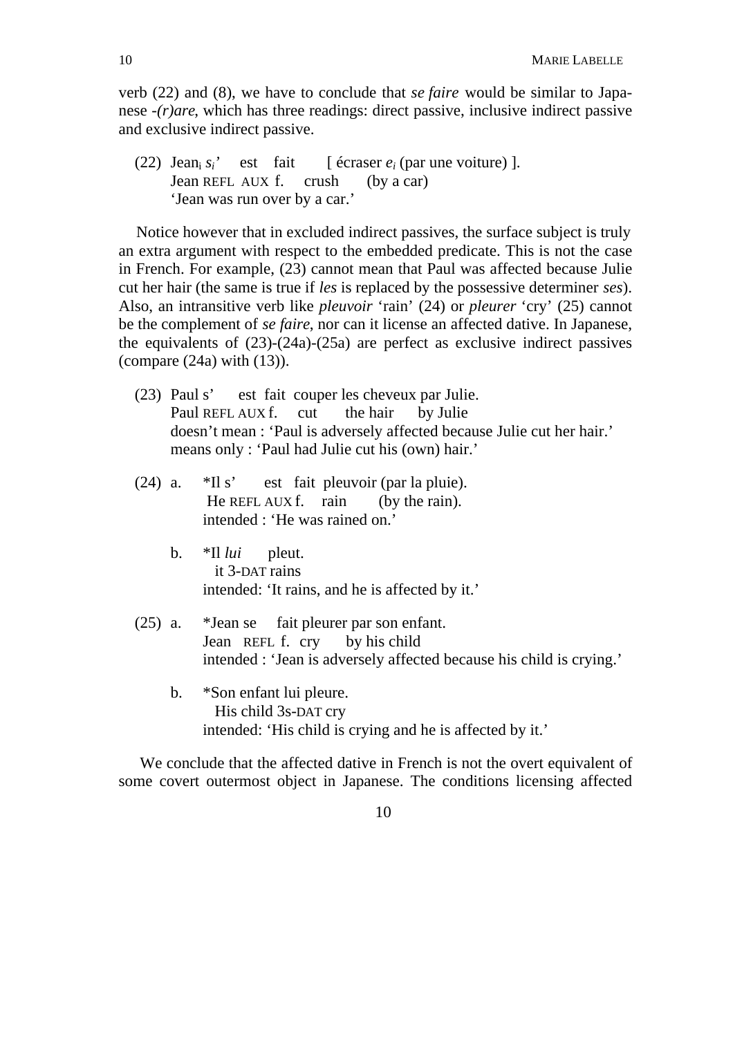verb (22) and (8), we have to conclude that *se faire* would be similar to Japanese -*(r)are*, which has three readings: direct passive, inclusive indirect passive and exclusive indirect passive.

(22) Jean$_i$ *s$_i$*' est fait [ écraser *e$_i$* (par une voiture) ].
  Jean REFL AUX f. crush (by a car)
  'Jean was run over by a car.'

Notice however that in excluded indirect passives, the surface subject is truly an extra argument with respect to the embedded predicate. This is not the case in French. For example, (23) cannot mean that Paul was affected because Julie cut her hair (the same is true if *les* is replaced by the possessive determiner *ses*). Also, an intransitive verb like *pleuvoir* 'rain' (24) or *pleurer* 'cry' (25) cannot be the complement of *se faire*, nor can it license an affected dative. In Japanese, the equivalents of (23)-(24a)-(25a) are perfect as exclusive indirect passives (compare (24a) with (13)).

(23) Paul s' est fait couper les cheveux par Julie.
  Paul REFL AUX f. cut the hair by Julie
  doesn't mean : 'Paul is adversely affected because Julie cut her hair.'
  means only : 'Paul had Julie cut his (own) hair.'

(24) a. *Il s' est fait pleuvoir (par la pluie).
  He REFL AUX f. rain (by the rain).
  intended : 'He was rained on.'

  b. *Il *lui* pleut.
  it 3-DAT rains
  intended: 'It rains, and he is affected by it.'

(25) a. *Jean se fait pleurer par son enfant.
  Jean REFL f. cry by his child
  intended : 'Jean is adversely affected because his child is crying.'

  b. *Son enfant lui pleure.
  His child 3s-DAT cry
  intended: 'His child is crying and he is affected by it.'

We conclude that the affected dative in French is not the overt equivalent of some covert outermost object in Japanese. The conditions licensing affected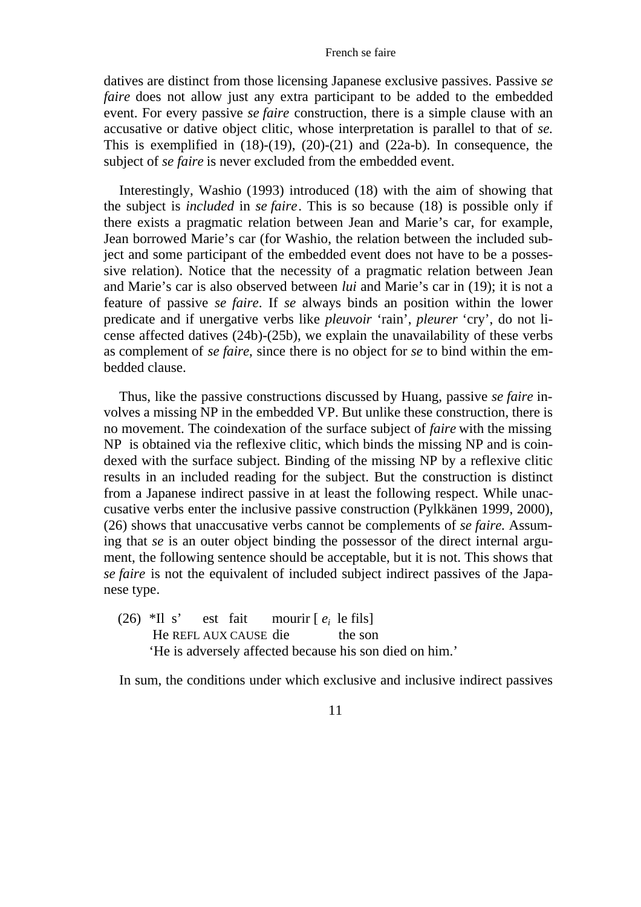datives are distinct from those licensing Japanese exclusive passives. Passive *se faire* does not allow just any extra participant to be added to the embedded event. For every passive *se faire* construction, there is a simple clause with an accusative or dative object clitic, whose interpretation is parallel to that of *se.* This is exemplified in (18)-(19), (20)-(21) and (22a-b). In consequence, the subject of *se faire* is never excluded from the embedded event.

Interestingly, Washio (1993) introduced (18) with the aim of showing that the subject is *included* in *se faire*. This is so because (18) is possible only if there exists a pragmatic relation between Jean and Marie's car, for example, Jean borrowed Marie's car (for Washio, the relation between the included subject and some participant of the embedded event does not have to be a possessive relation). Notice that the necessity of a pragmatic relation between Jean and Marie's car is also observed between *lui* and Marie's car in (19); it is not a feature of passive *se faire*. If *se* always binds an position within the lower predicate and if unergative verbs like *pleuvoir* 'rain', *pleurer* 'cry', do not license affected datives (24b)-(25b), we explain the unavailability of these verbs as complement of *se faire*, since there is no object for *se* to bind within the embedded clause.

Thus, like the passive constructions discussed by Huang, passive *se faire* involves a missing NP in the embedded VP. But unlike these construction, there is no movement. The coindexation of the surface subject of *faire* with the missing NP is obtained via the reflexive clitic, which binds the missing NP and is coindexed with the surface subject. Binding of the missing NP by a reflexive clitic results in an included reading for the subject. But the construction is distinct from a Japanese indirect passive in at least the following respect. While unaccusative verbs enter the inclusive passive construction (Pylkkänen 1999, 2000), (26) shows that unaccusative verbs cannot be complements of *se faire.* Assuming that *se* is an outer object binding the possessor of the direct internal argument, the following sentence should be acceptable, but it is not. This shows that *se faire* is not the equivalent of included subject indirect passives of the Japanese type.

(26) \*Il s' est fait mourir [ $e_i$ le fils]
He REFL AUX CAUSE die the son
'He is adversely affected because his son died on him.'

In sum, the conditions under which exclusive and inclusive indirect passives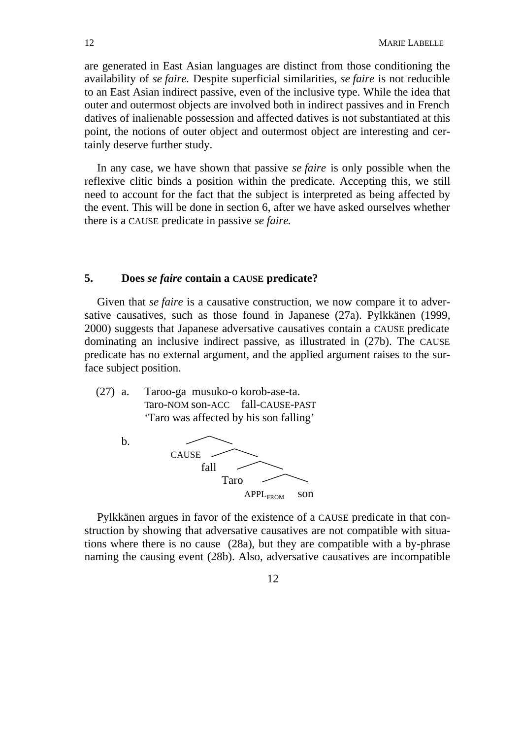are generated in East Asian languages are distinct from those conditioning the availability of *se faire.* Despite superficial similarities, *se faire* is not reducible to an East Asian indirect passive, even of the inclusive type. While the idea that outer and outermost objects are involved both in indirect passives and in French datives of inalienable possession and affected datives is not substantiated at this point, the notions of outer object and outermost object are interesting and certainly deserve further study.

In any case, we have shown that passive *se faire* is only possible when the reflexive clitic binds a position within the predicate. Accepting this, we still need to account for the fact that the subject is interpreted as being affected by the event. This will be done in section 6, after we have asked ourselves whether there is a CAUSE predicate in passive *se faire.*

## 5. Does *se faire* contain a CAUSE predicate?

Given that *se faire* is a causative construction, we now compare it to adversative causatives, such as those found in Japanese (27a). Pylkkänen (1999, 2000) suggests that Japanese adversative causatives contain a CAUSE predicate dominating an inclusive indirect passive, as illustrated in (27b). The CAUSE predicate has no external argument, and the applied argument raises to the surface subject position.

(27) a. Taroo-ga musuko-o korob-ase-ta.
Taro-NOM son-ACC fall-CAUSE-PAST
'Taro was affected by his son falling'

b. [CAUSE [fall [Taro [$APPL_{FROM}$ son]]]]

Pylkkänen argues in favor of the existence of a CAUSE predicate in that construction by showing that adversative causatives are not compatible with situations where there is no cause (28a), but they are compatible with a by-phrase naming the causing event (28b). Also, adversative causatives are incompatible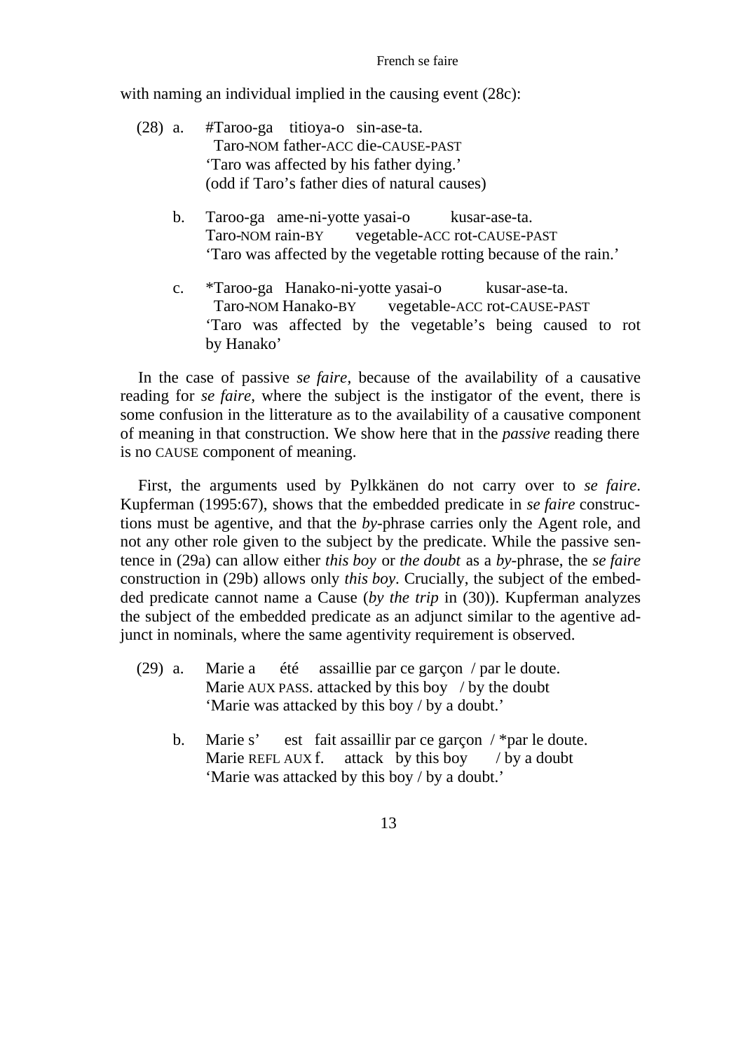with naming an individual implied in the causing event (28c):

(28) a. #Taroo-ga titioya-o sin-ase-ta.
Taro-NOM father-ACC die-CAUSE-PAST
'Taro was affected by his father dying.'
(odd if Taro's father dies of natural causes)

b. Taroo-ga ame-ni-yotte yasai-o kusar-ase-ta.
Taro-NOM rain-BY vegetable-ACC rot-CAUSE-PAST
'Taro was affected by the vegetable rotting because of the rain.'

c. *Taroo-ga Hanako-ni-yotte yasai-o kusar-ase-ta.
Taro-NOM Hanako-BY vegetable-ACC rot-CAUSE-PAST
'Taro was affected by the vegetable's being caused to rot by Hanako'

In the case of passive *se faire*, because of the availability of a causative reading for *se faire*, where the subject is the instigator of the event, there is some confusion in the litterature as to the availability of a causative component of meaning in that construction. We show here that in the *passive* reading there is no CAUSE component of meaning.

First, the arguments used by Pylkkänen do not carry over to *se faire*. Kupferman (1995:67), shows that the embedded predicate in *se faire* constructions must be agentive, and that the *by*-phrase carries only the Agent role, and not any other role given to the subject by the predicate. While the passive sentence in (29a) can allow either *this boy* or *the doubt* as a *by*-phrase, the *se faire* construction in (29b) allows only *this boy*. Crucially, the subject of the embedded predicate cannot name a Cause (*by the trip* in (30)). Kupferman analyzes the subject of the embedded predicate as an adjunct similar to the agentive adjunct in nominals, where the same agentivity requirement is observed.

(29) a. Marie a été assaillie par ce garçon / par le doute.
Marie AUX PASS. attacked by this boy / by the doubt
'Marie was attacked by this boy / by a doubt.'

b. Marie s' est fait assaillir par ce garçon / *par le doute.
Marie REFL AUX f. attack by this boy / by a doubt
'Marie was attacked by this boy / by a doubt.'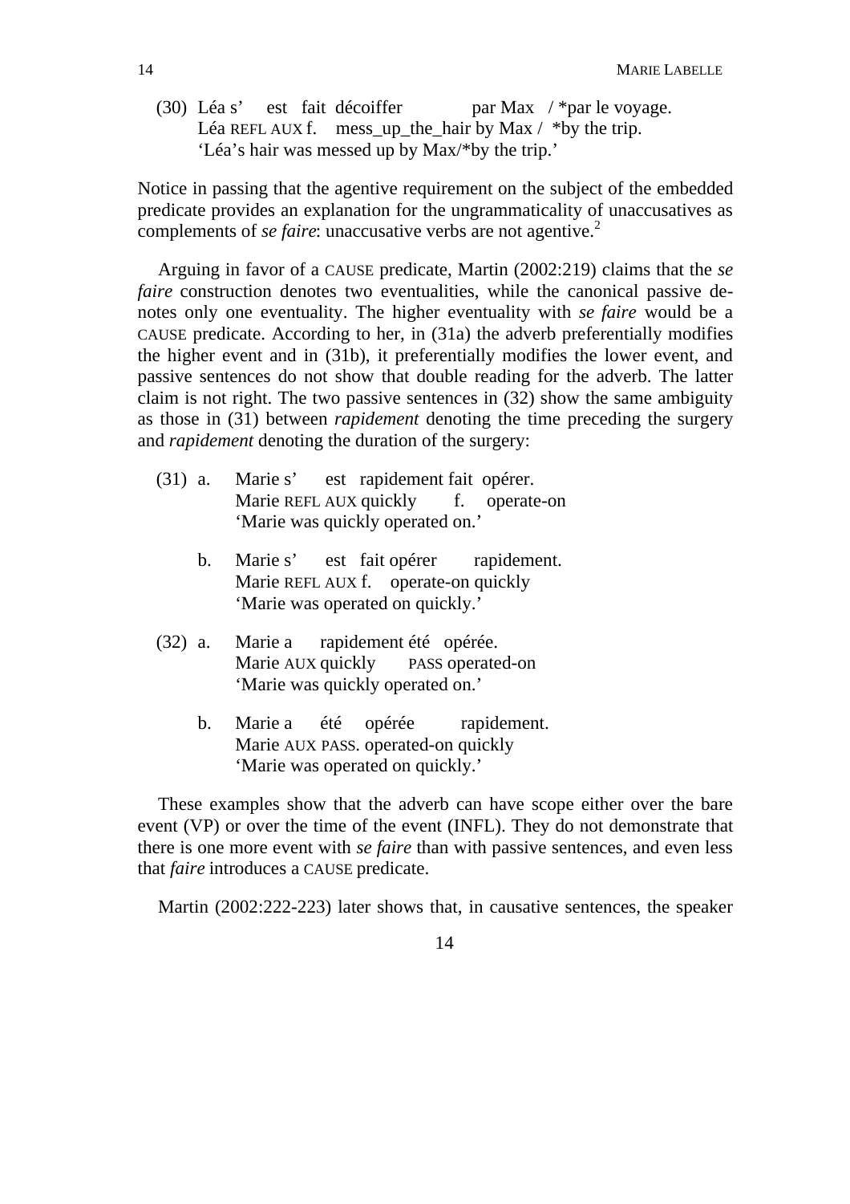(30) Léa s' est fait décoiffer par Max / *par le voyage.
 Léa REFL AUX f. mess_up_the_hair by Max / *by the trip.
 'Léa's hair was messed up by Max/*by the trip.'

Notice in passing that the agentive requirement on the subject of the embedded predicate provides an explanation for the ungrammaticality of unaccusatives as complements of *se faire*: unaccusative verbs are not agentive.[2]

Arguing in favor of a CAUSE predicate, Martin (2002:219) claims that the *se faire* construction denotes two eventualities, while the canonical passive denotes only one eventuality. The higher eventuality with *se faire* would be a CAUSE predicate. According to her, in (31a) the adverb preferentially modifies the higher event and in (31b), it preferentially modifies the lower event, and passive sentences do not show that double reading for the adverb. The latter claim is not right. The two passive sentences in (32) show the same ambiguity as those in (31) between *rapidement* denoting the time preceding the surgery and *rapidement* denoting the duration of the surgery:

(31) a. Marie s' est rapidement fait opérer.
 Marie REFL AUX quickly f. operate-on
 'Marie was quickly operated on.'

 b. Marie s' est fait opérer rapidement.
 Marie REFL AUX f. operate-on quickly
 'Marie was operated on quickly.'

(32) a. Marie a rapidement été opérée.
 Marie AUX quickly PASS operated-on
 'Marie was quickly operated on.'

 b. Marie a été opérée rapidement.
 Marie AUX PASS. operated-on quickly
 'Marie was operated on quickly.'

These examples show that the adverb can have scope either over the bare event (VP) or over the time of the event (INFL). They do not demonstrate that there is one more event with *se faire* than with passive sentences, and even less that *faire* introduces a CAUSE predicate.

Martin (2002:222-223) later shows that, in causative sentences, the speaker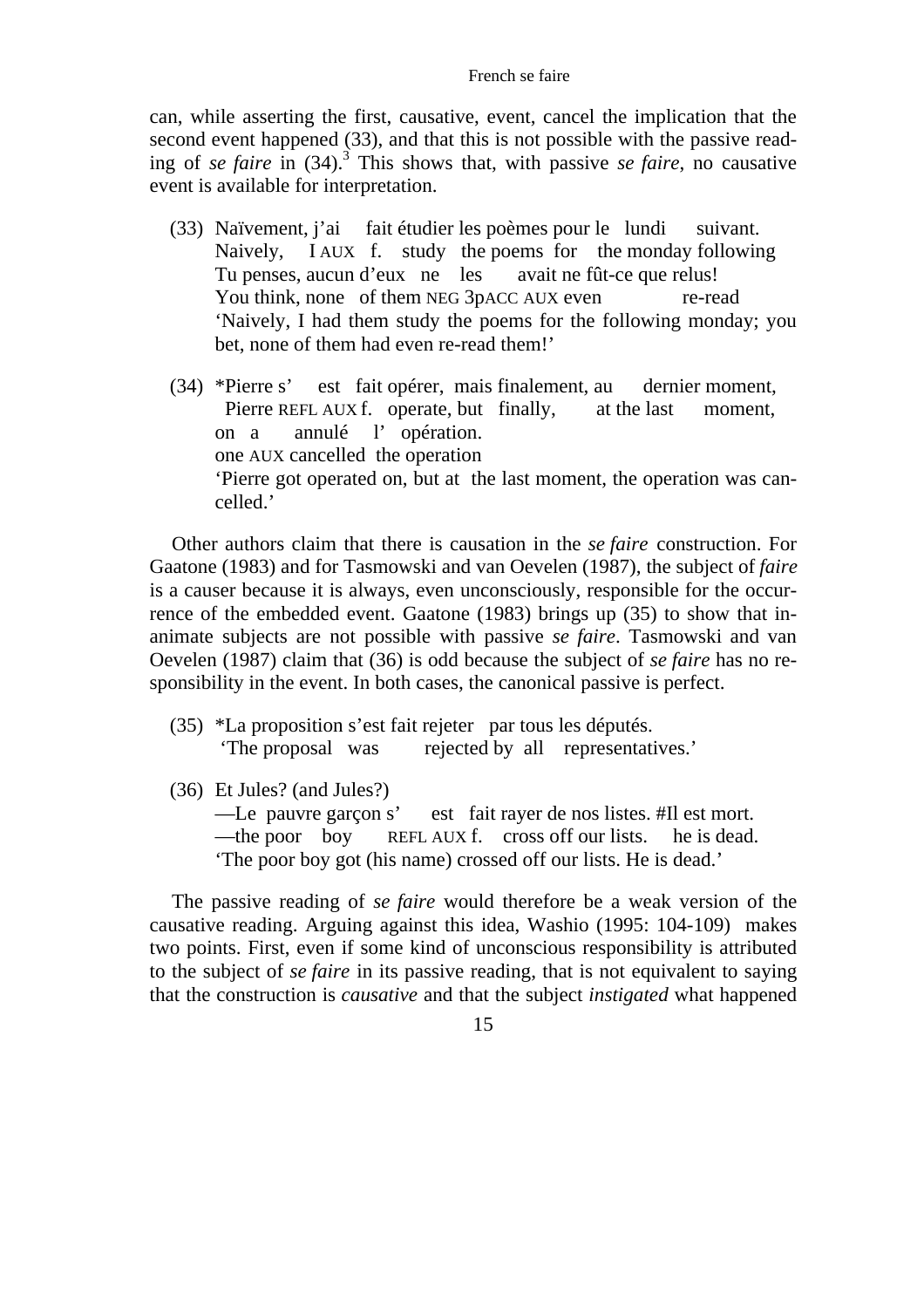can, while asserting the first, causative, event, cancel the implication that the second event happened (33), and that this is not possible with the passive reading of *se faire* in (34).[3] This shows that, with passive *se faire*, no causative event is available for interpretation.

(33) Naïvement, j'ai fait étudier les poèmes pour le lundi suivant.
Naively, I AUX f. study the poems for the monday following
Tu penses, aucun d'eux ne les avait ne fût-ce que relus!
You think, none of them NEG 3pACC AUX even re-read
'Naively, I had them study the poems for the following monday; you bet, none of them had even re-read them!'

(34) *Pierre s' est fait opérer, mais finalement, au dernier moment,
Pierre REFL AUX f. operate, but finally, at the last moment,
on a annulé l' opération.
one AUX cancelled the operation
'Pierre got operated on, but at the last moment, the operation was cancelled.'

Other authors claim that there is causation in the *se faire* construction. For Gaatone (1983) and for Tasmowski and van Oevelen (1987), the subject of *faire* is a causer because it is always, even unconsciously, responsible for the occurrence of the embedded event. Gaatone (1983) brings up (35) to show that inanimate subjects are not possible with passive *se faire*. Tasmowski and van Oevelen (1987) claim that (36) is odd because the subject of *se faire* has no responsibility in the event. In both cases, the canonical passive is perfect.

(35) *La proposition s'est fait rejeter par tous les députés.
'The proposal was rejected by all representatives.'

(36) Et Jules? (and Jules?)
—Le pauvre garçon s' est fait rayer de nos listes. #Il est mort.
—the poor boy REFL AUX f. cross off our lists. he is dead.
'The poor boy got (his name) crossed off our lists. He is dead.'

The passive reading of *se faire* would therefore be a weak version of the causative reading. Arguing against this idea, Washio (1995: 104-109) makes two points. First, even if some kind of unconscious responsibility is attributed to the subject of *se faire* in its passive reading, that is not equivalent to saying that the construction is *causative* and that the subject *instigated* what happened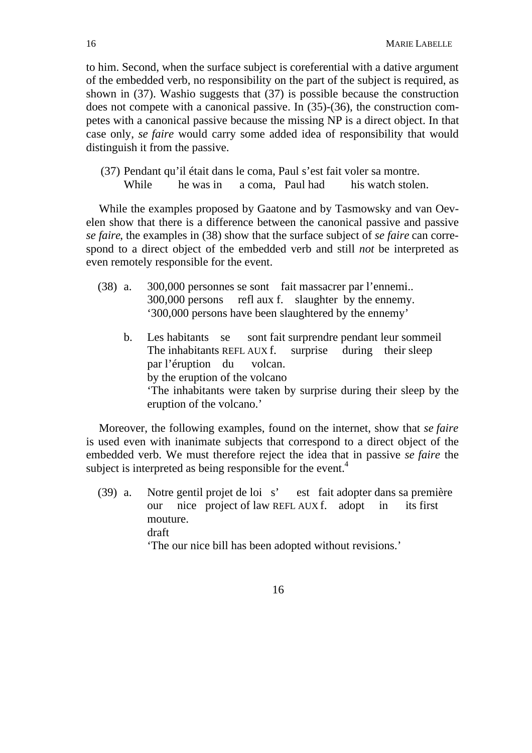to him. Second, when the surface subject is coreferential with a dative argument of the embedded verb, no responsibility on the part of the subject is required, as shown in (37). Washio suggests that (37) is possible because the construction does not compete with a canonical passive. In (35)-(36), the construction competes with a canonical passive because the missing NP is a direct object. In that case only, *se faire* would carry some added idea of responsibility that would distinguish it from the passive.

(37) Pendant qu'il était dans le coma, Paul s'est fait voler sa montre.
While he was in a coma, Paul had his watch stolen.

While the examples proposed by Gaatone and by Tasmowsky and van Oevelen show that there is a difference between the canonical passive and passive *se faire*, the examples in (38) show that the surface subject of *se faire* can correspond to a direct object of the embedded verb and still *not* be interpreted as even remotely responsible for the event.

(38) a. 300,000 personnes se sont fait massacrer par l'ennemi..
300,000 persons refl aux f. slaughter by the ennemy.
'300,000 persons have been slaughtered by the ennemy'

b. Les habitants se sont fait surprendre pendant leur sommeil
The inhabitants REFL AUX f. surprise during their sleep
par l'éruption du volcan.
by the eruption of the volcano
'The inhabitants were taken by surprise during their sleep by the eruption of the volcano.'

Moreover, the following examples, found on the internet, show that *se faire* is used even with inanimate subjects that correspond to a direct object of the embedded verb. We must therefore reject the idea that in passive *se faire* the subject is interpreted as being responsible for the event.[4]

(39) a. Notre gentil projet de loi s' est fait adopter dans sa première
our nice project of law REFL AUX f. adopt in its first
mouture.
draft
'The our nice bill has been adopted without revisions.'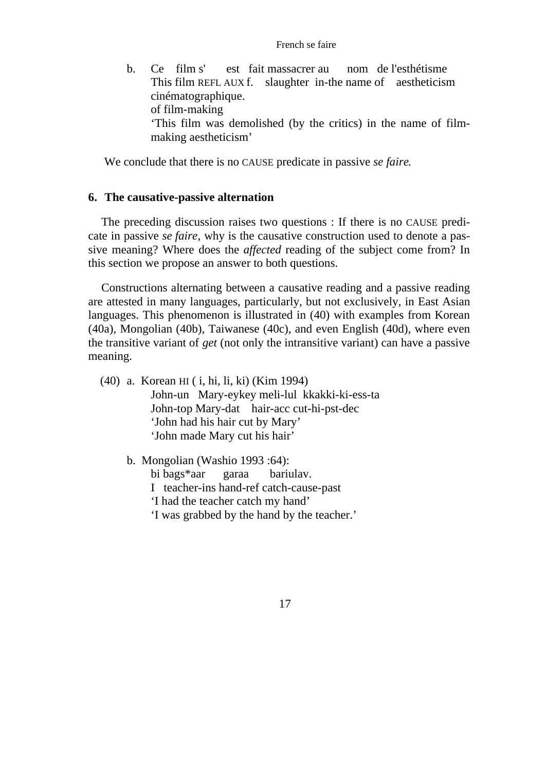b. Ce film s' est fait massacrer au nom de l'esthétisme
   This film REFL AUX f. slaughter in-the name of aestheticism
   cinématographique.
   of film-making
   'This film was demolished (by the critics) in the name of film-making aestheticism'

We conclude that there is no CAUSE predicate in passive *se faire.*

## 6. The causative-passive alternation

The preceding discussion raises two questions : If there is no CAUSE predicate in passive *se faire*, why is the causative construction used to denote a passive meaning? Where does the *affected* reading of the subject come from? In this section we propose an answer to both questions.

Constructions alternating between a causative reading and a passive reading are attested in many languages, particularly, but not exclusively, in East Asian languages. This phenomenon is illustrated in (40) with examples from Korean (40a), Mongolian (40b), Taiwanese (40c), and even English (40d), where even the transitive variant of *get* (not only the intransitive variant) can have a passive meaning.

(40) a. Korean HI ( i, hi, li, ki) (Kim 1994)
   John-un Mary-eykey meli-lul kkakki-ki-ess-ta
   John-top Mary-dat hair-acc cut-hi-pst-dec
   'John had his hair cut by Mary'
   'John made Mary cut his hair'

b. Mongolian (Washio 1993 :64):
   bi bags*aar garaa bariulav.
   I teacher-ins hand-ref catch-cause-past
   'I had the teacher catch my hand'
   'I was grabbed by the hand by the teacher.'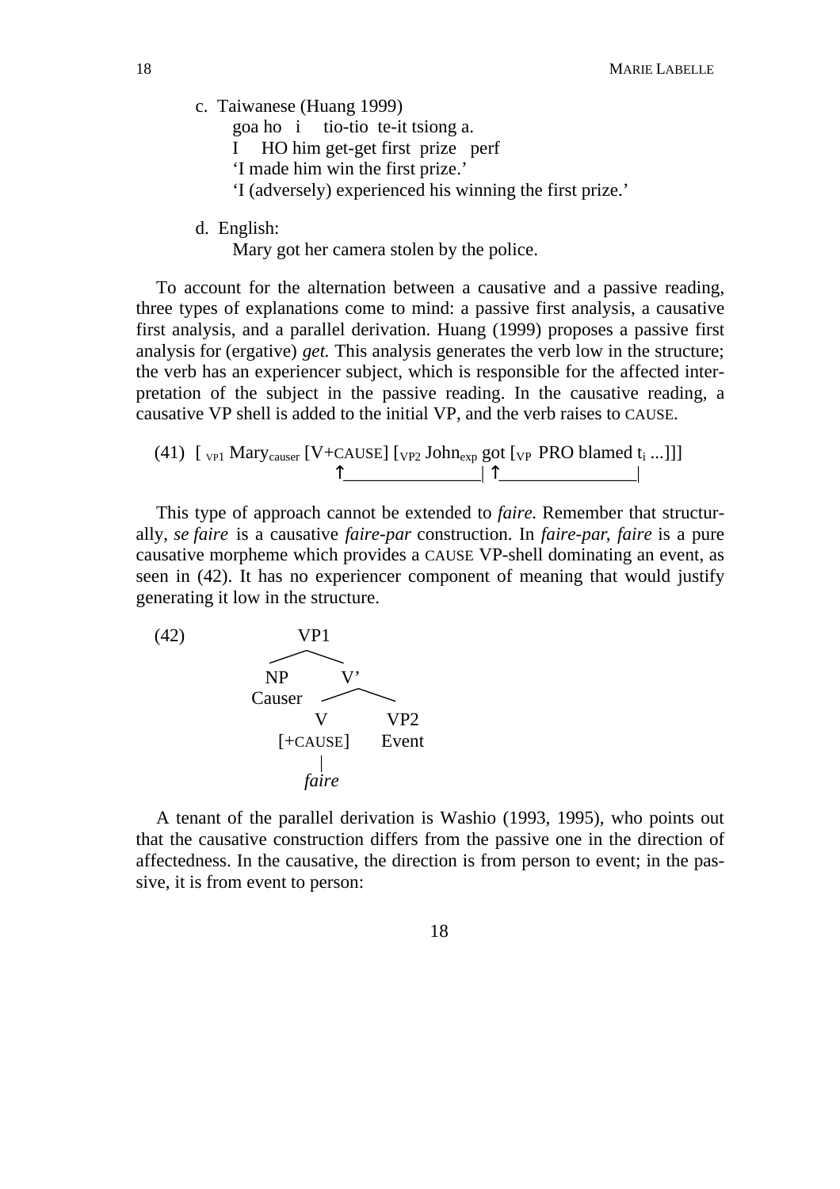c. Taiwanese (Huang 1999)

   goa ho i tio-tio te-it tsiong a.
   I HO him get-get first prize perf
   'I made him win the first prize.'
   'I (adversely) experienced his winning the first prize.'

d. English:

   Mary got her camera stolen by the police.

To account for the alternation between a causative and a passive reading, three types of explanations come to mind: a passive first analysis, a causative first analysis, and a parallel derivation. Huang (1999) proposes a passive first analysis for (ergative) *get.* This analysis generates the verb low in the structure; the verb has an experiencer subject, which is responsible for the affected interpretation of the subject in the passive reading. In the causative reading, a causative VP shell is added to the initial VP, and the verb raises to CAUSE.

(41) [ $_{VP1}$ Mary$_{causer}$ [V+CAUSE] [$_{VP2}$ John$_{exp}$ got [$_{VP}$ PRO blamed t$_i$ ...]]]

This type of approach cannot be extended to *faire.* Remember that structurally, *se faire* is a causative *faire-par* construction. In *faire-par, faire* is a pure causative morpheme which provides a CAUSE VP-shell dominating an event, as seen in (42). It has no experiencer component of meaning that would justify generating it low in the structure.

(42) [VP1 [NP Causer] [V' [V [+CAUSE] *faire*] [VP2 Event]]]

A tenant of the parallel derivation is Washio (1993, 1995), who points out that the causative construction differs from the passive one in the direction of affectedness. In the causative, the direction is from person to event; in the passive, it is from event to person: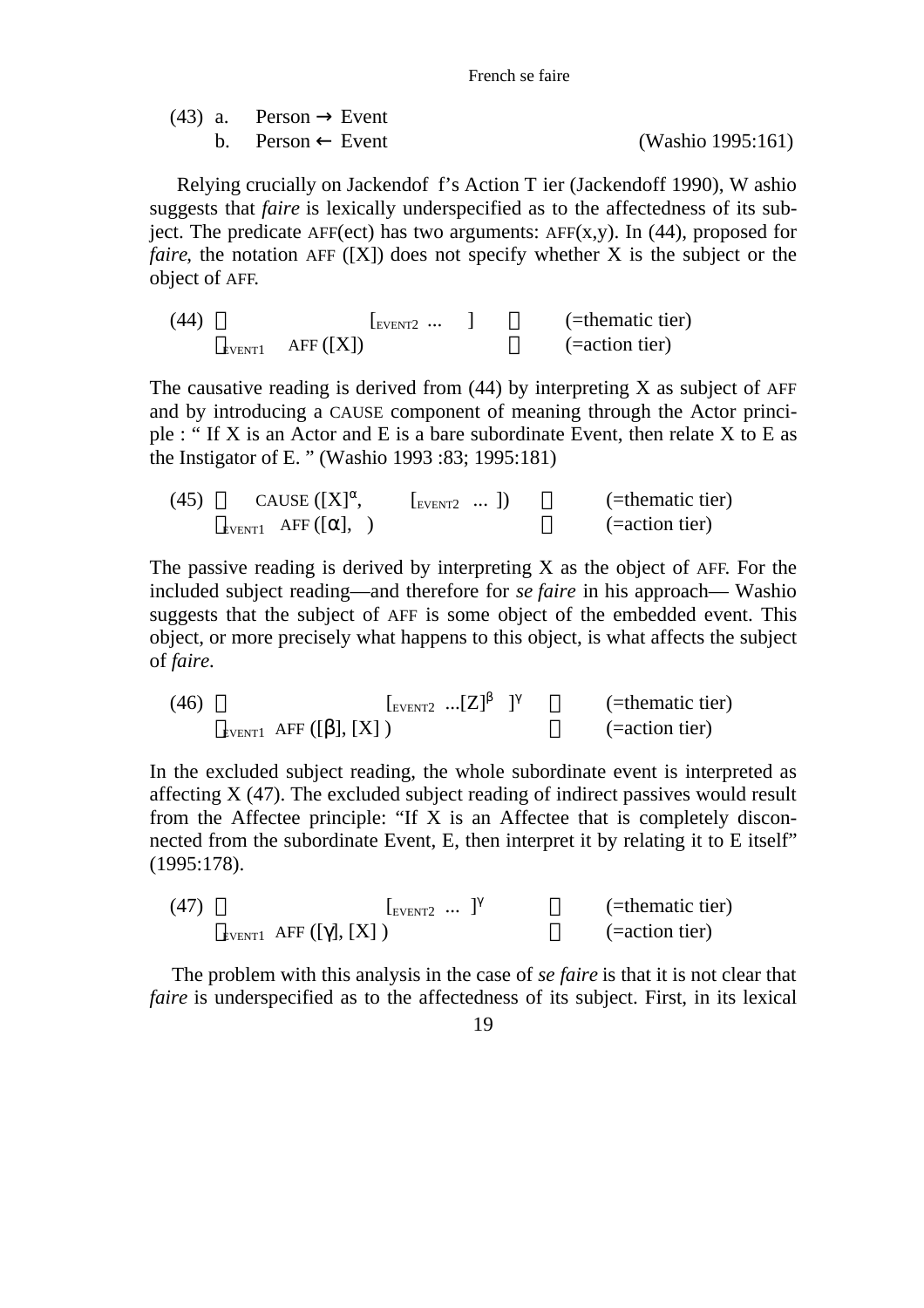(43) a. Person → Event

b. Person ← Event (Washio 1995:161)

Relying crucially on Jackendoff's Action Tier (Jackendoff 1990), Washio suggests that *faire* is lexically underspecified as to the affectedness of its subject. The predicate AFF(ect) has two arguments: AFF(x,y). In (44), proposed for *faire*, the notation AFF ([X]) does not specify whether X is the subject or the object of AFF.

(44) [ [$_{\text{EVENT2}}$ ... ] ] (=thematic tier)

$_{\text{EVENT1}}$ AFF ([X]) (=action tier)

The causative reading is derived from (44) by interpreting X as subject of AFF and by introducing a CAUSE component of meaning through the Actor principle : " If X is an Actor and E is a bare subordinate Event, then relate X to E as the Instigator of E. " (Washio 1993 :83; 1995:181)

(45) [ CAUSE ([X]$^{\alpha}$, [$_{\text{EVENT2}}$ ... ]) ] (=thematic tier)

$_{\text{EVENT1}}$ AFF ([$\alpha$], ) (=action tier)

The passive reading is derived by interpreting X as the object of AFF. For the included subject reading—and therefore for *se faire* in his approach— Washio suggests that the subject of AFF is some object of the embedded event. This object, or more precisely what happens to this object, is what affects the subject of *faire*.

(46) [ [$_{\text{EVENT2}}$ ...[Z]$^{\beta}$ ]$^{\gamma}$ ] (=thematic tier)

$_{\text{EVENT1}}$ AFF ([$\beta$], [X] ) (=action tier)

In the excluded subject reading, the whole subordinate event is interpreted as affecting X (47). The excluded subject reading of indirect passives would result from the Affectee principle: "If X is an Affectee that is completely disconnected from the subordinate Event, E, then interpret it by relating it to E itself" (1995:178).

(47) [ [$_{\text{EVENT2}}$ ... ]$^{\gamma}$ ] (=thematic tier)

$_{\text{EVENT1}}$ AFF ([$\gamma$], [X] ) (=action tier)

The problem with this analysis in the case of *se faire* is that it is not clear that *faire* is underspecified as to the affectedness of its subject. First, in its lexical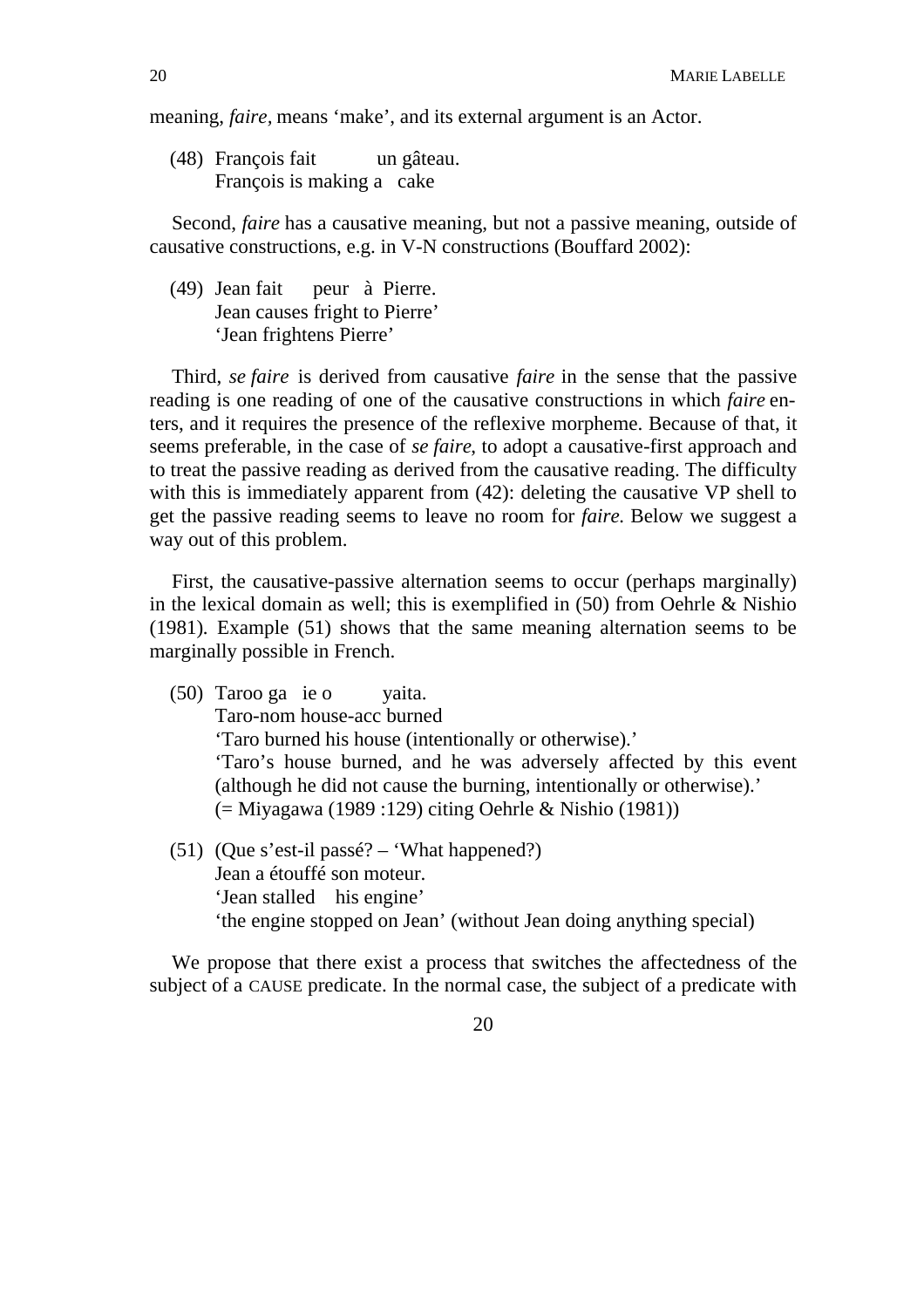meaning, *faire*, means ‘make’, and its external argument is an Actor.

(48) François fait un gâteau.
     François is making a cake

Second, *faire* has a causative meaning, but not a passive meaning, outside of causative constructions, e.g. in V-N constructions (Bouffard 2002):

(49) Jean fait peur à Pierre.
     Jean causes fright to Pierre’
     ‘Jean frightens Pierre’

Third, *se faire* is derived from causative *faire* in the sense that the passive reading is one reading of one of the causative constructions in which *faire* enters, and it requires the presence of the reflexive morpheme. Because of that, it seems preferable, in the case of *se faire*, to adopt a causative-first approach and to treat the passive reading as derived from the causative reading. The difficulty with this is immediately apparent from (42): deleting the causative VP shell to get the passive reading seems to leave no room for *faire*. Below we suggest a way out of this problem.

First, the causative-passive alternation seems to occur (perhaps marginally) in the lexical domain as well; this is exemplified in (50) from Oehrle & Nishio (1981). Example (51) shows that the same meaning alternation seems to be marginally possible in French.

(50) Taroo ga ie o yaita.
     Taro-nom house-acc burned
     ‘Taro burned his house (intentionally or otherwise).’
     ‘Taro’s house burned, and he was adversely affected by this event (although he did not cause the burning, intentionally or otherwise).’
     (= Miyagawa (1989 :129) citing Oehrle & Nishio (1981))

(51) (Que s’est-il passé? – ‘What happened?)
     Jean a étouffé son moteur.
     ‘Jean stalled his engine’
     ‘the engine stopped on Jean’ (without Jean doing anything special)

We propose that there exist a process that switches the affectedness of the subject of a CAUSE predicate. In the normal case, the subject of a predicate with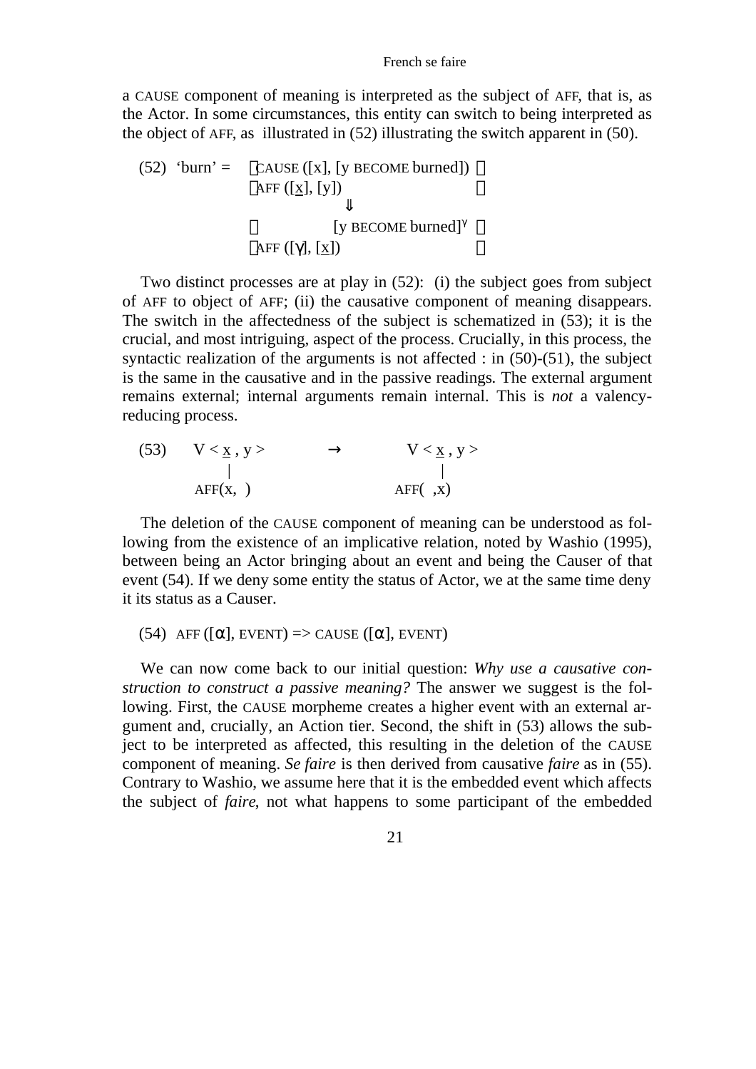a CAUSE component of meaning is interpreted as the subject of AFF, that is, as the Actor. In some circumstances, this entity can switch to being interpreted as the object of AFF, as illustrated in (52) illustrating the switch apparent in (50).

(52) 'burn' = [CAUSE ([x], [y BECOME burned])]
[AFF ([x], [y])]
⇓
[ [y BECOME burned]$^{\gamma}$ ]
[AFF ([γ], [x])]

Two distinct processes are at play in (52): (i) the subject goes from subject of AFF to object of AFF; (ii) the causative component of meaning disappears. The switch in the affectedness of the subject is schematized in (53); it is the crucial, and most intriguing, aspect of the process. Crucially, in this process, the syntactic realization of the arguments is not affected : in (50)-(51), the subject is the same in the causative and in the passive readings. The external argument remains external; internal arguments remain internal. This is *not* a valency-reducing process.

(53) V < x , y > → V < x , y >
AFF(x, ) AFF( ,x)

The deletion of the CAUSE component of meaning can be understood as following from the existence of an implicative relation, noted by Washio (1995), between being an Actor bringing about an event and being the Causer of that event (54). If we deny some entity the status of Actor, we at the same time deny it its status as a Causer.

(54) AFF ([α], EVENT) => CAUSE ([α], EVENT)

We can now come back to our initial question: *Why use a causative construction to construct a passive meaning?* The answer we suggest is the following. First, the CAUSE morpheme creates a higher event with an external argument and, crucially, an Action tier. Second, the shift in (53) allows the subject to be interpreted as affected, this resulting in the deletion of the CAUSE component of meaning. *Se faire* is then derived from causative *faire* as in (55). Contrary to Washio, we assume here that it is the embedded event which affects the subject of *faire*, not what happens to some participant of the embedded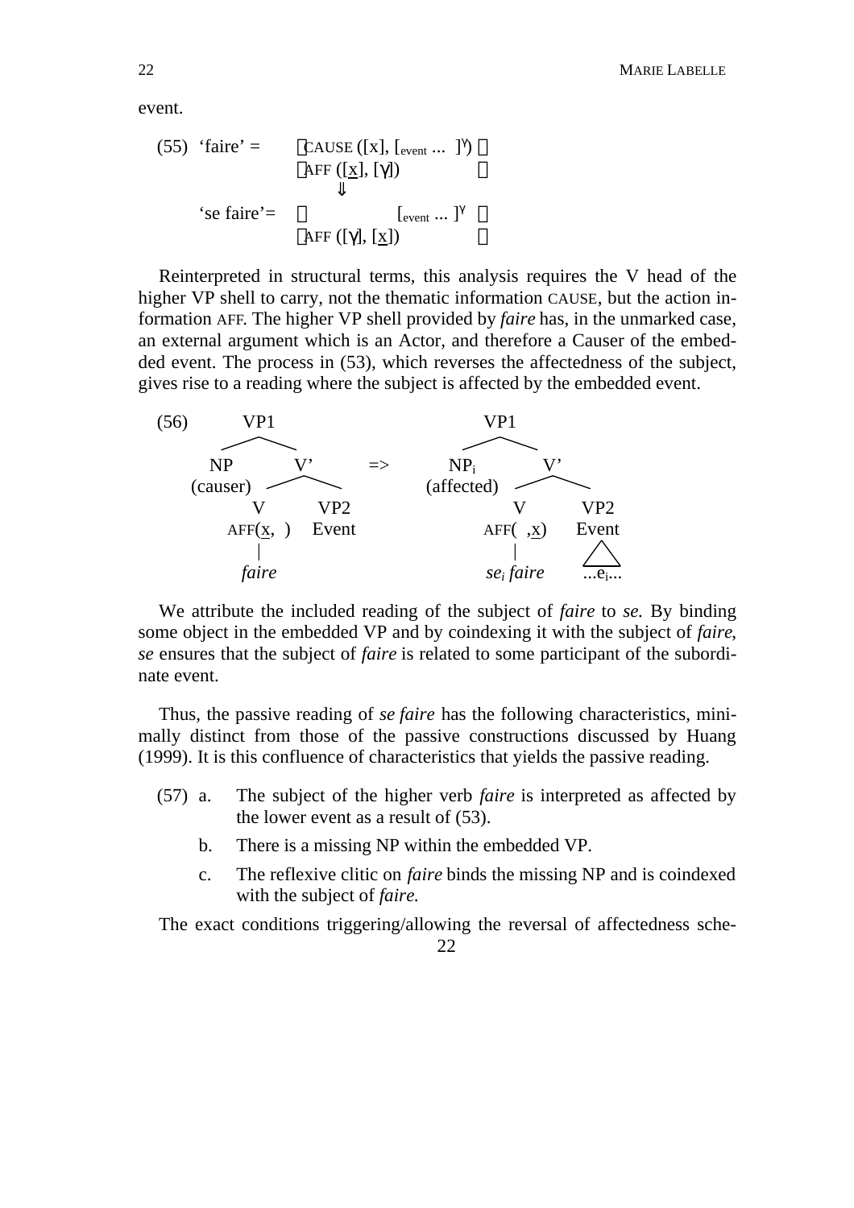event.

(55) ‘faire’ = $\begin{bmatrix} \text{CAUSE } ([x], [_{event} \ldots\ ]^{\gamma}) \\ \text{AFF } ([\underline{x}], [\gamma]) \end{bmatrix}$

$\Downarrow$

‘se faire’= $\begin{bmatrix} \qquad\qquad [_{event} \ldots\ ]^{\gamma} \\ \text{AFF } ([\gamma], [\underline{x}]) \end{bmatrix}$

Reinterpreted in structural terms, this analysis requires the V head of the higher VP shell to carry, not the thematic information CAUSE, but the action information AFF. The higher VP shell provided by *faire* has, in the unmarked case, an external argument which is an Actor, and therefore a Causer of the embedded event. The process in (53), which reverses the affectedness of the subject, gives rise to a reading where the subject is affected by the embedded event.

(56)

```
        VP1                                  VP1
       /   \                                /   \
     NP     V'              =>           NP_i    V'
  (causer) /  \                     (affected)  /  \
          V    VP2                             V    VP2
     AFF(x, )  Event                     AFF( ,x)   Event
          |                                    |      /\
        faire                            se_i faire  ...e_i...
```

We attribute the included reading of the subject of *faire* to *se.* By binding some object in the embedded VP and by coindexing it with the subject of *faire*, *se* ensures that the subject of *faire* is related to some participant of the subordinate event.

Thus, the passive reading of *se faire* has the following characteristics, minimally distinct from those of the passive constructions discussed by Huang (1999). It is this confluence of characteristics that yields the passive reading.

(57) a. The subject of the higher verb *faire* is interpreted as affected by the lower event as a result of (53).

b. There is a missing NP within the embedded VP.

c. The reflexive clitic on *faire* binds the missing NP and is coindexed with the subject of *faire.*

The exact conditions triggering/allowing the reversal of affectedness sche-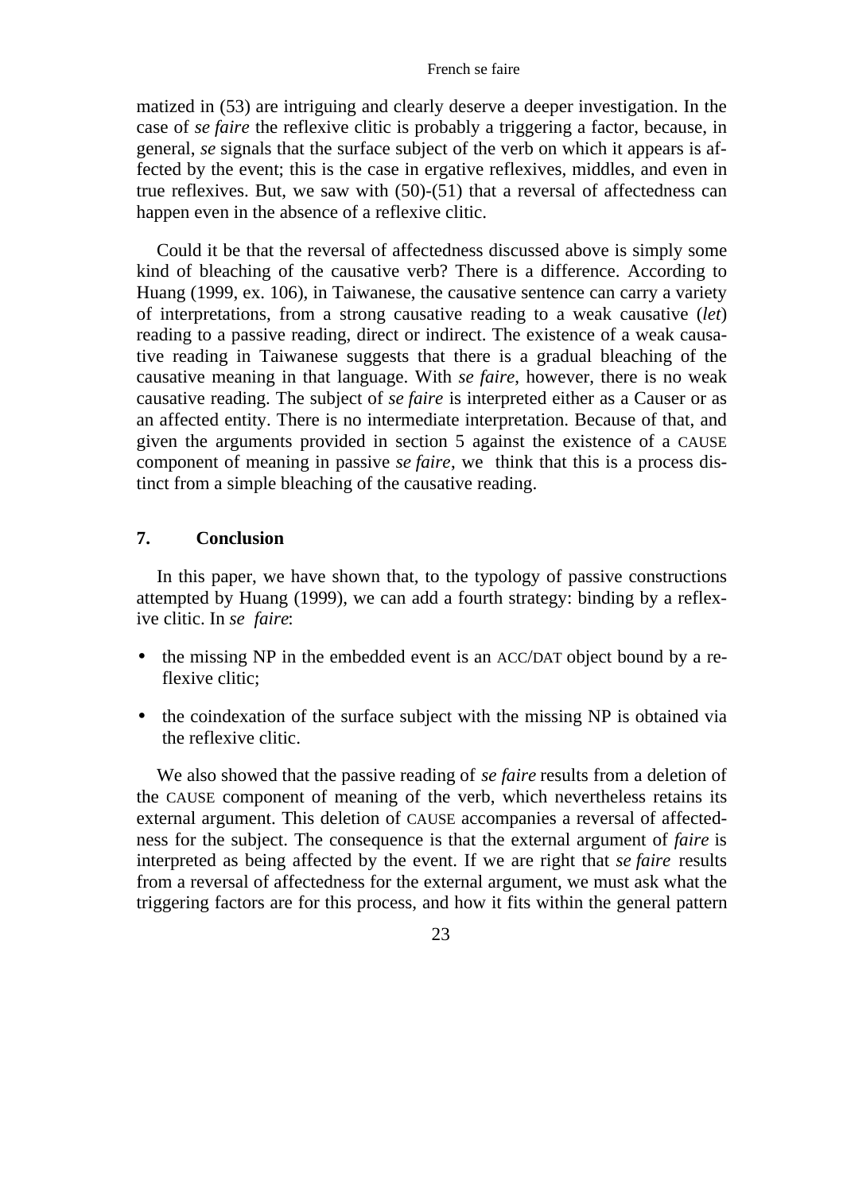matized in (53) are intriguing and clearly deserve a deeper investigation. In the case of *se faire* the reflexive clitic is probably a triggering a factor, because, in general, *se* signals that the surface subject of the verb on which it appears is affected by the event; this is the case in ergative reflexives, middles, and even in true reflexives. But, we saw with (50)-(51) that a reversal of affectedness can happen even in the absence of a reflexive clitic.

Could it be that the reversal of affectedness discussed above is simply some kind of bleaching of the causative verb? There is a difference. According to Huang (1999, ex. 106), in Taiwanese, the causative sentence can carry a variety of interpretations, from a strong causative reading to a weak causative (*let*) reading to a passive reading, direct or indirect. The existence of a weak causative reading in Taiwanese suggests that there is a gradual bleaching of the causative meaning in that language. With *se faire*, however, there is no weak causative reading. The subject of *se faire* is interpreted either as a Causer or as an affected entity. There is no intermediate interpretation. Because of that, and given the arguments provided in section 5 against the existence of a CAUSE component of meaning in passive *se faire*, we think that this is a process distinct from a simple bleaching of the causative reading.

## 7. Conclusion

In this paper, we have shown that, to the typology of passive constructions attempted by Huang (1999), we can add a fourth strategy: binding by a reflexive clitic. In *se faire*:

- the missing NP in the embedded event is an ACC/DAT object bound by a reflexive clitic;
- the coindexation of the surface subject with the missing NP is obtained via the reflexive clitic.

We also showed that the passive reading of *se faire* results from a deletion of the CAUSE component of meaning of the verb, which nevertheless retains its external argument. This deletion of CAUSE accompanies a reversal of affectedness for the subject. The consequence is that the external argument of *faire* is interpreted as being affected by the event. If we are right that *se faire* results from a reversal of affectedness for the external argument, we must ask what the triggering factors are for this process, and how it fits within the general pattern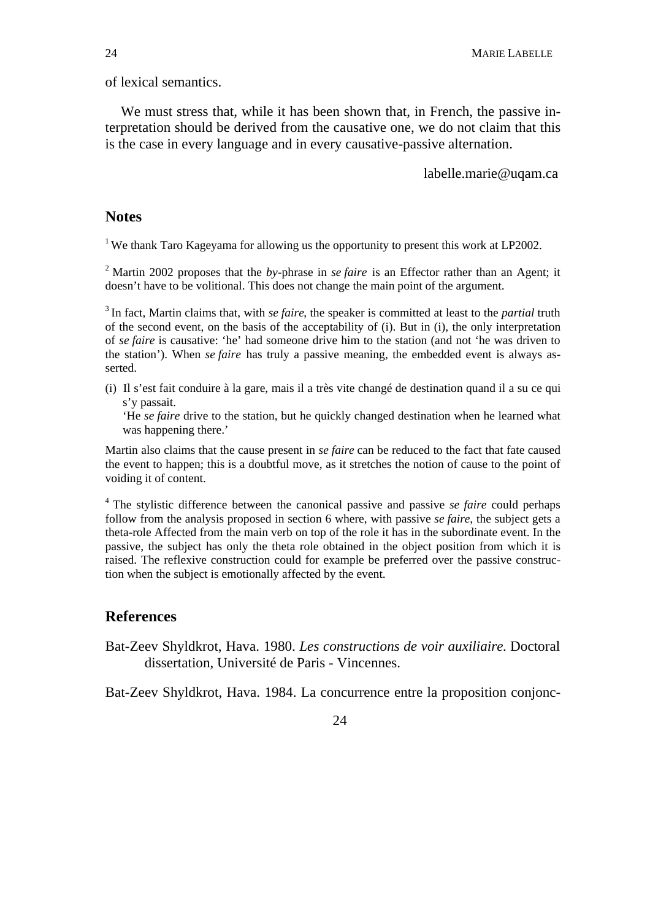of lexical semantics.

We must stress that, while it has been shown that, in French, the passive interpretation should be derived from the causative one, we do not claim that this is the case in every language and in every causative-passive alternation.

labelle.marie@uqam.ca

## Notes

[1] We thank Taro Kageyama for allowing us the opportunity to present this work at LP2002.

[2] Martin 2002 proposes that the *by*-phrase in *se faire* is an Effector rather than an Agent; it doesn't have to be volitional. This does not change the main point of the argument.

[3] In fact, Martin claims that, with *se faire*, the speaker is committed at least to the *partial* truth of the second event, on the basis of the acceptability of (i). But in (i), the only interpretation of *se faire* is causative: 'he' had someone drive him to the station (and not 'he was driven to the station'). When *se faire* has truly a passive meaning, the embedded event is always asserted.

(i) Il s'est fait conduire à la gare, mais il a très vite changé de destination quand il a su ce qui s'y passait.
'He *se faire* drive to the station, but he quickly changed destination when he learned what was happening there.'

Martin also claims that the cause present in *se faire* can be reduced to the fact that fate caused the event to happen; this is a doubtful move, as it stretches the notion of cause to the point of voiding it of content.

[4] The stylistic difference between the canonical passive and passive *se faire* could perhaps follow from the analysis proposed in section 6 where, with passive *se faire*, the subject gets a theta-role Affected from the main verb on top of the role it has in the subordinate event. In the passive, the subject has only the theta role obtained in the object position from which it is raised. The reflexive construction could for example be preferred over the passive construction when the subject is emotionally affected by the event.

## References

Bat-Zeev Shyldkrot, Hava. 1980. *Les constructions de voir auxiliaire.* Doctoral dissertation, Université de Paris - Vincennes.

Bat-Zeev Shyldkrot, Hava. 1984. La concurrence entre la proposition conjonc-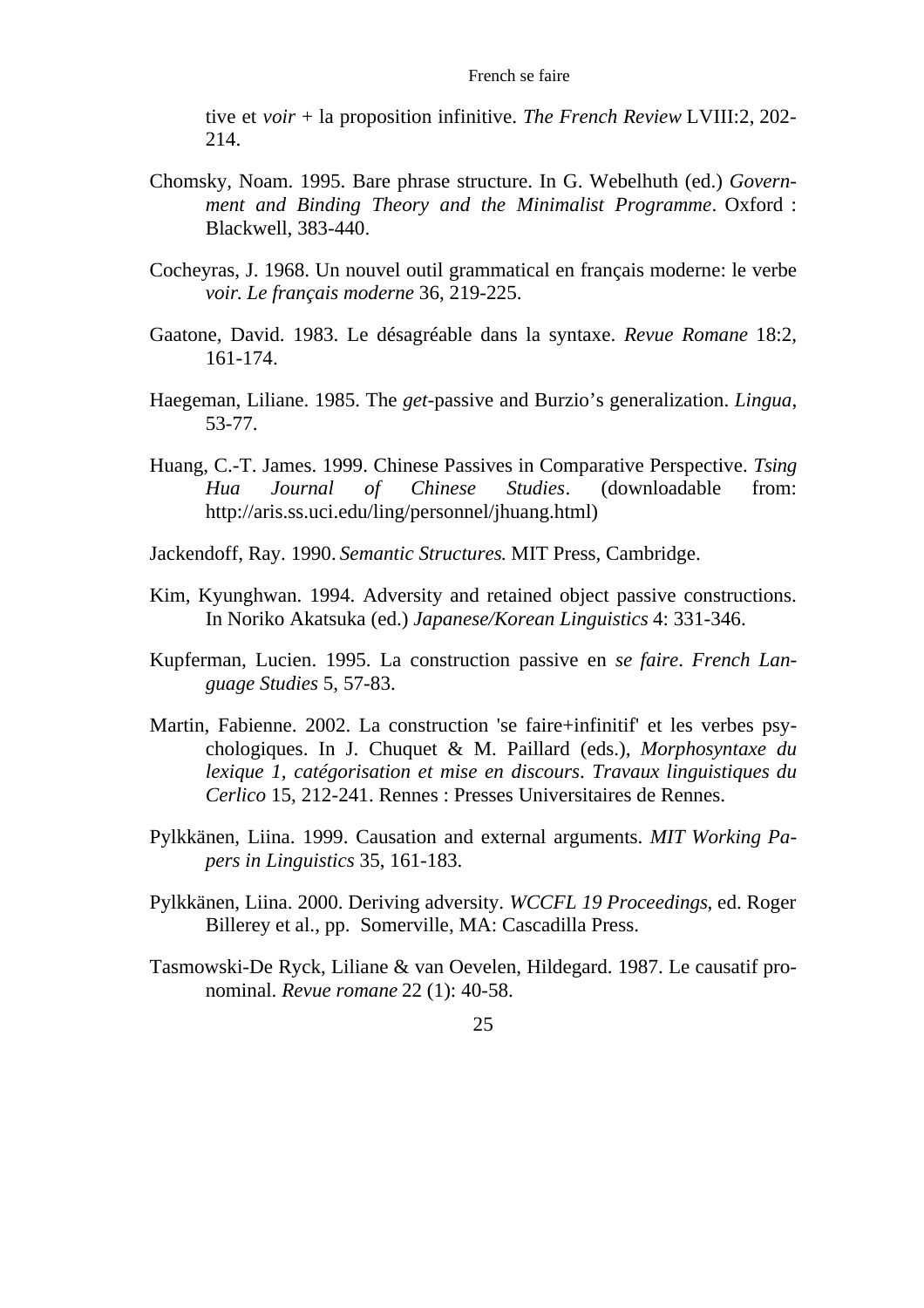tive et *voir* + la proposition infinitive. *The French Review* LVIII:2, 202-214.

Chomsky, Noam. 1995. Bare phrase structure. In G. Webelhuth (ed.) *Government and Binding Theory and the Minimalist Programme*. Oxford : Blackwell, 383-440.

Cocheyras, J. 1968. Un nouvel outil grammatical en français moderne: le verbe *voir. Le français moderne* 36, 219-225.

Gaatone, David. 1983. Le désagréable dans la syntaxe. *Revue Romane* 18:2, 161-174.

Haegeman, Liliane. 1985. The *get*-passive and Burzio's generalization. *Lingua*, 53-77.

Huang, C.-T. James. 1999. Chinese Passives in Comparative Perspective. *Tsing Hua Journal of Chinese Studies*. (downloadable from: http://aris.ss.uci.edu/ling/personnel/jhuang.html)

Jackendoff, Ray. 1990. *Semantic Structures*. MIT Press, Cambridge.

Kim, Kyunghwan. 1994. Adversity and retained object passive constructions. In Noriko Akatsuka (ed.) *Japanese/Korean Linguistics* 4: 331-346.

Kupferman, Lucien. 1995. La construction passive en *se faire*. *French Language Studies* 5, 57-83.

Martin, Fabienne. 2002. La construction 'se faire+infinitif' et les verbes psychologiques. In J. Chuquet & M. Paillard (eds.), *Morphosyntaxe du lexique 1, catégorisation et mise en discours*. *Travaux linguistiques du Cerlico* 15, 212-241. Rennes : Presses Universitaires de Rennes.

Pylkkänen, Liina. 1999. Causation and external arguments. *MIT Working Papers in Linguistics* 35, 161-183.

Pylkkänen, Liina. 2000. Deriving adversity. *WCCFL 19 Proceedings*, ed. Roger Billerey et al., pp. Somerville, MA: Cascadilla Press.

Tasmowski-De Ryck, Liliane & van Oevelen, Hildegard. 1987. Le causatif pronominal. *Revue romane* 22 (1): 40-58.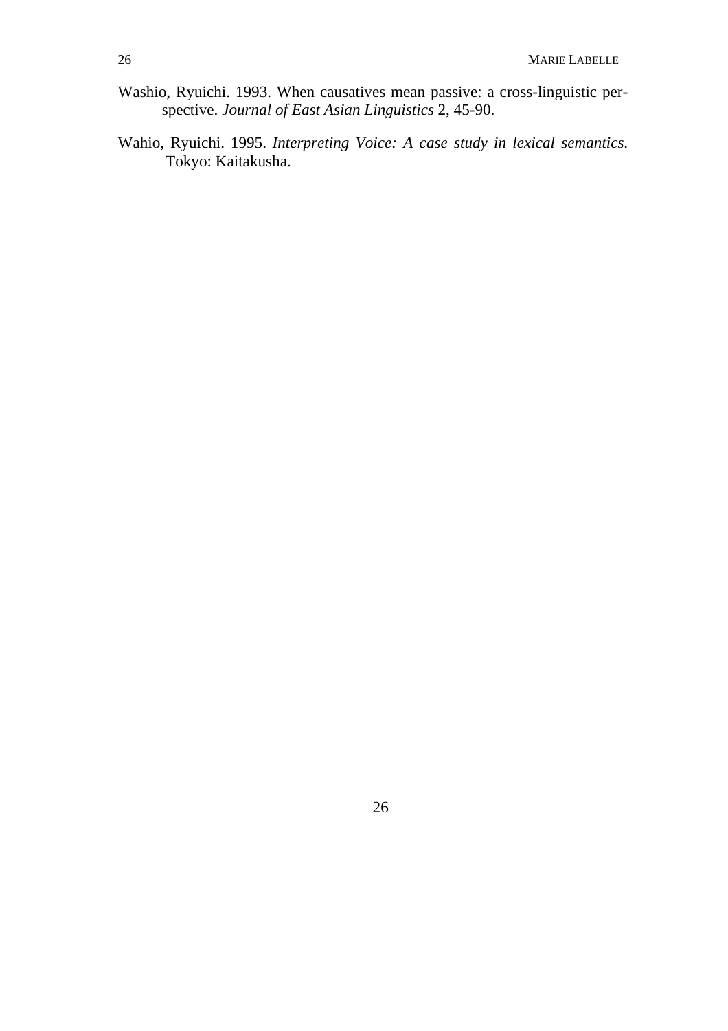Washio, Ryuichi. 1993. When causatives mean passive: a cross-linguistic perspective. *Journal of East Asian Linguistics* 2, 45-90.

Wahio, Ryuichi. 1995. *Interpreting Voice: A case study in lexical semantics*. Tokyo: Kaitakusha.